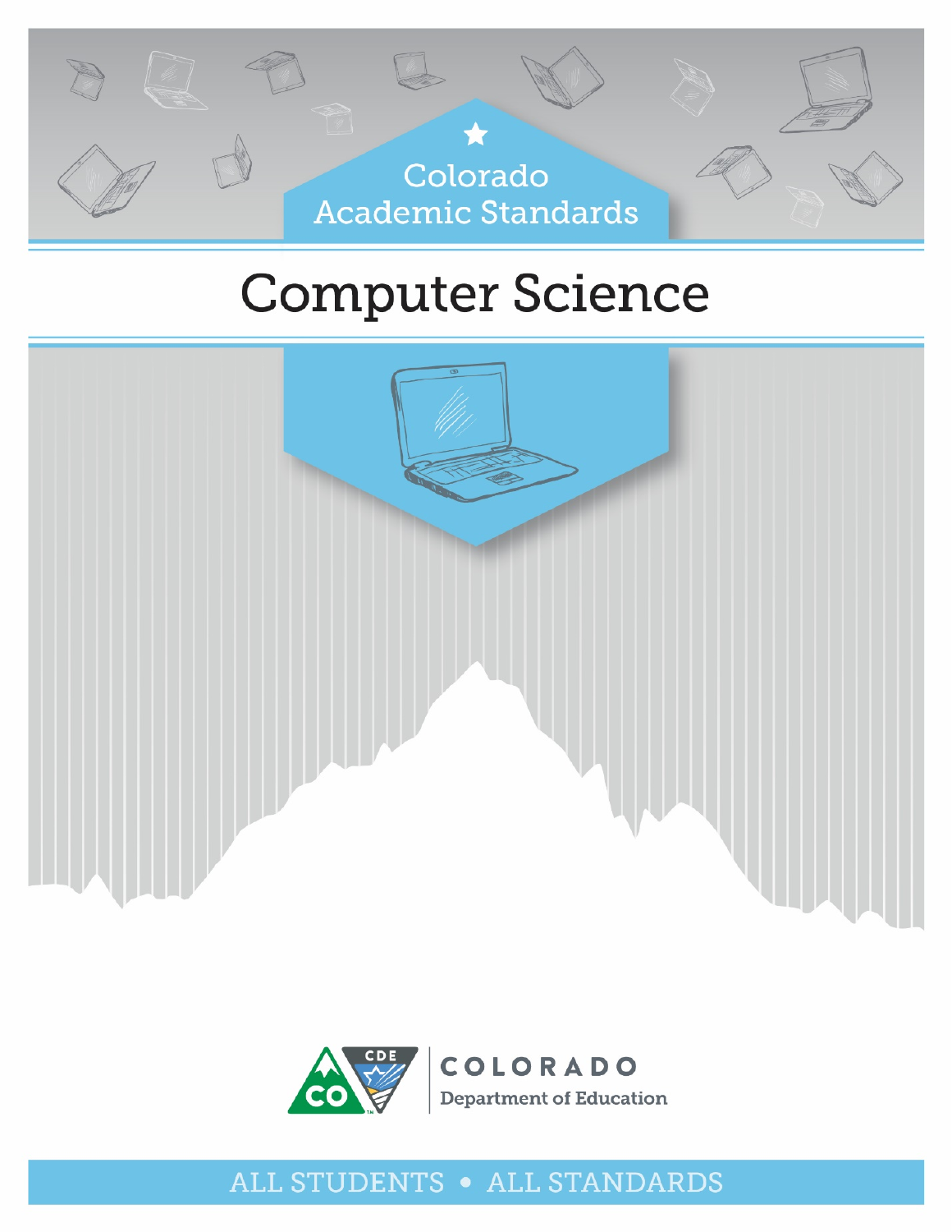Colorado
Academic Standards

# Computer Science

COLORADO
Department of Education

ALL STUDENTS • ALL STANDARDS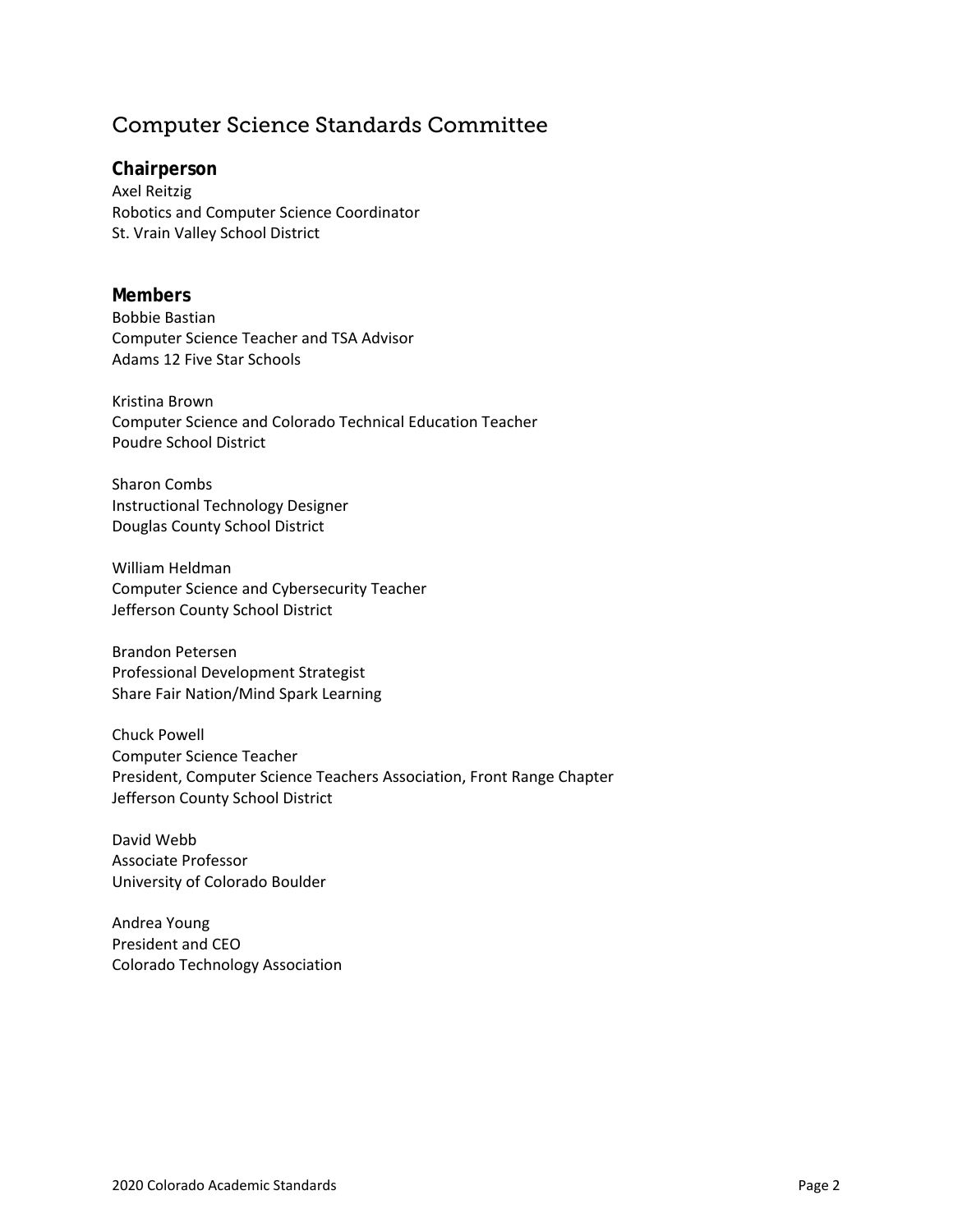# Computer Science Standards Committee

## Chairperson

Axel Reitzig
Robotics and Computer Science Coordinator
St. Vrain Valley School District

## Members

Bobbie Bastian
Computer Science Teacher and TSA Advisor
Adams 12 Five Star Schools

Kristina Brown
Computer Science and Colorado Technical Education Teacher
Poudre School District

Sharon Combs
Instructional Technology Designer
Douglas County School District

William Heldman
Computer Science and Cybersecurity Teacher
Jefferson County School District

Brandon Petersen
Professional Development Strategist
Share Fair Nation/Mind Spark Learning

Chuck Powell
Computer Science Teacher
President, Computer Science Teachers Association, Front Range Chapter
Jefferson County School District

David Webb
Associate Professor
University of Colorado Boulder

Andrea Young
President and CEO
Colorado Technology Association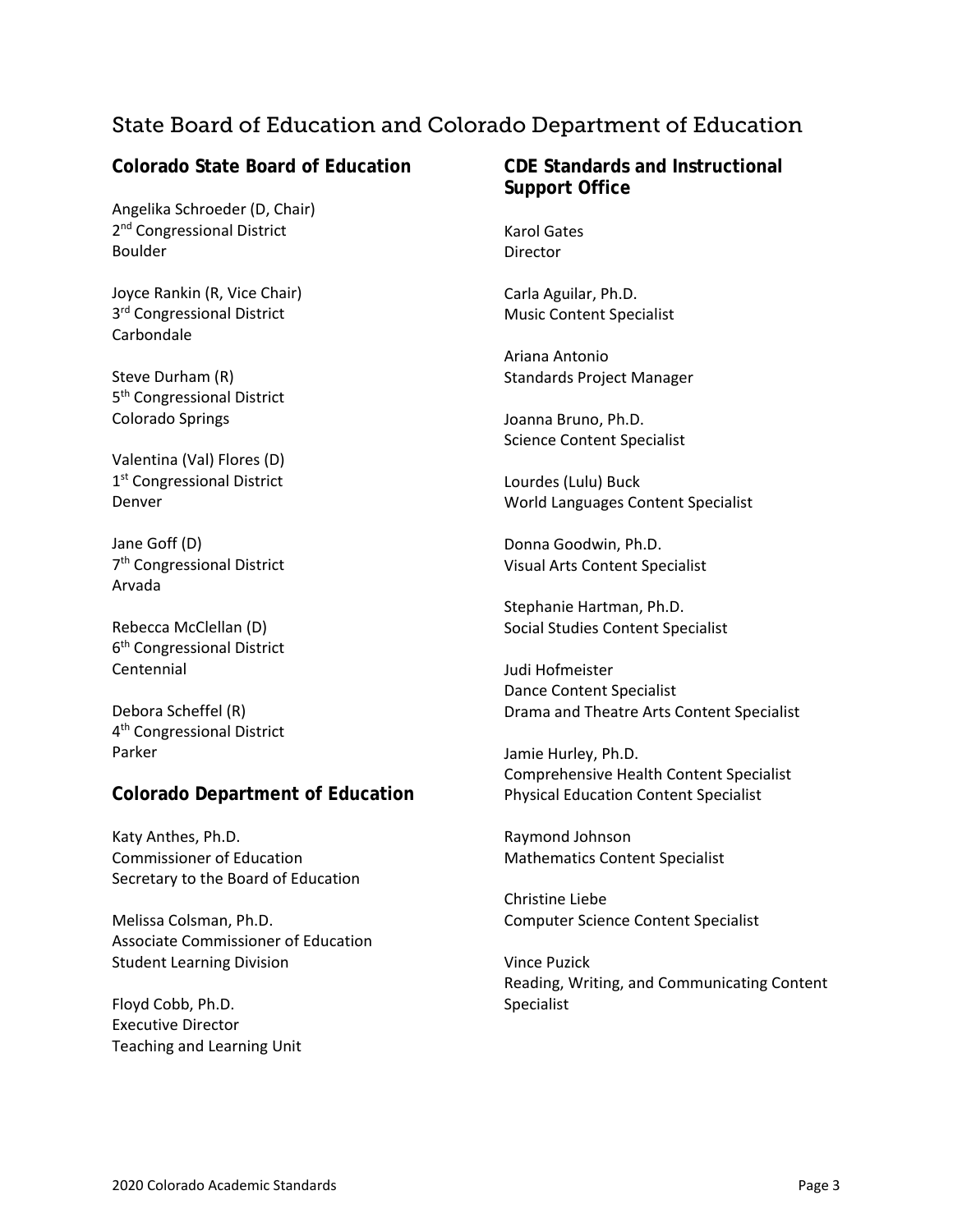# State Board of Education and Colorado Department of Education

## Colorado State Board of Education

Angelika Schroeder (D, Chair)
2nd Congressional District
Boulder

Joyce Rankin (R, Vice Chair)
3rd Congressional District
Carbondale

Steve Durham (R)
5th Congressional District
Colorado Springs

Valentina (Val) Flores (D)
1st Congressional District
Denver

Jane Goff (D)
7th Congressional District
Arvada

Rebecca McClellan (D)
6th Congressional District
Centennial

Debora Scheffel (R)
4th Congressional District
Parker

## Colorado Department of Education

Katy Anthes, Ph.D.
Commissioner of Education
Secretary to the Board of Education

Melissa Colsman, Ph.D.
Associate Commissioner of Education
Student Learning Division

Floyd Cobb, Ph.D.
Executive Director
Teaching and Learning Unit

## CDE Standards and Instructional Support Office

Karol Gates
Director

Carla Aguilar, Ph.D.
Music Content Specialist

Ariana Antonio
Standards Project Manager

Joanna Bruno, Ph.D.
Science Content Specialist

Lourdes (Lulu) Buck
World Languages Content Specialist

Donna Goodwin, Ph.D.
Visual Arts Content Specialist

Stephanie Hartman, Ph.D.
Social Studies Content Specialist

Judi Hofmeister
Dance Content Specialist
Drama and Theatre Arts Content Specialist

Jamie Hurley, Ph.D.
Comprehensive Health Content Specialist
Physical Education Content Specialist

Raymond Johnson
Mathematics Content Specialist

Christine Liebe
Computer Science Content Specialist

Vince Puzick
Reading, Writing, and Communicating Content Specialist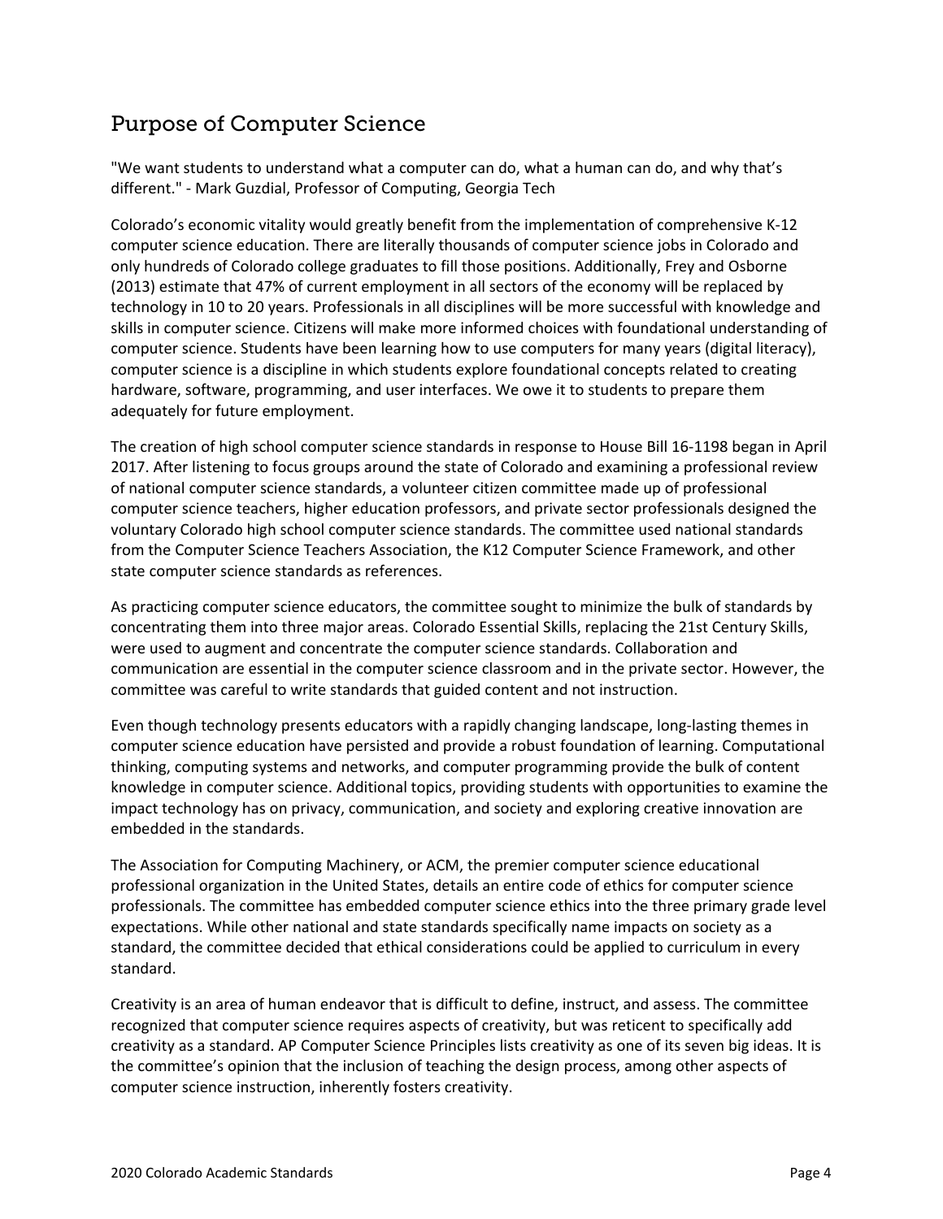## Purpose of Computer Science

"We want students to understand what a computer can do, what a human can do, and why that's different." - Mark Guzdial, Professor of Computing, Georgia Tech

Colorado's economic vitality would greatly benefit from the implementation of comprehensive K-12 computer science education. There are literally thousands of computer science jobs in Colorado and only hundreds of Colorado college graduates to fill those positions. Additionally, Frey and Osborne (2013) estimate that 47% of current employment in all sectors of the economy will be replaced by technology in 10 to 20 years. Professionals in all disciplines will be more successful with knowledge and skills in computer science. Citizens will make more informed choices with foundational understanding of computer science. Students have been learning how to use computers for many years (digital literacy), computer science is a discipline in which students explore foundational concepts related to creating hardware, software, programming, and user interfaces. We owe it to students to prepare them adequately for future employment.

The creation of high school computer science standards in response to House Bill 16-1198 began in April 2017. After listening to focus groups around the state of Colorado and examining a professional review of national computer science standards, a volunteer citizen committee made up of professional computer science teachers, higher education professors, and private sector professionals designed the voluntary Colorado high school computer science standards. The committee used national standards from the Computer Science Teachers Association, the K12 Computer Science Framework, and other state computer science standards as references.

As practicing computer science educators, the committee sought to minimize the bulk of standards by concentrating them into three major areas. Colorado Essential Skills, replacing the 21st Century Skills, were used to augment and concentrate the computer science standards. Collaboration and communication are essential in the computer science classroom and in the private sector. However, the committee was careful to write standards that guided content and not instruction.

Even though technology presents educators with a rapidly changing landscape, long-lasting themes in computer science education have persisted and provide a robust foundation of learning. Computational thinking, computing systems and networks, and computer programming provide the bulk of content knowledge in computer science. Additional topics, providing students with opportunities to examine the impact technology has on privacy, communication, and society and exploring creative innovation are embedded in the standards.

The Association for Computing Machinery, or ACM, the premier computer science educational professional organization in the United States, details an entire code of ethics for computer science professionals. The committee has embedded computer science ethics into the three primary grade level expectations. While other national and state standards specifically name impacts on society as a standard, the committee decided that ethical considerations could be applied to curriculum in every standard.

Creativity is an area of human endeavor that is difficult to define, instruct, and assess. The committee recognized that computer science requires aspects of creativity, but was reticent to specifically add creativity as a standard. AP Computer Science Principles lists creativity as one of its seven big ideas. It is the committee's opinion that the inclusion of teaching the design process, among other aspects of computer science instruction, inherently fosters creativity.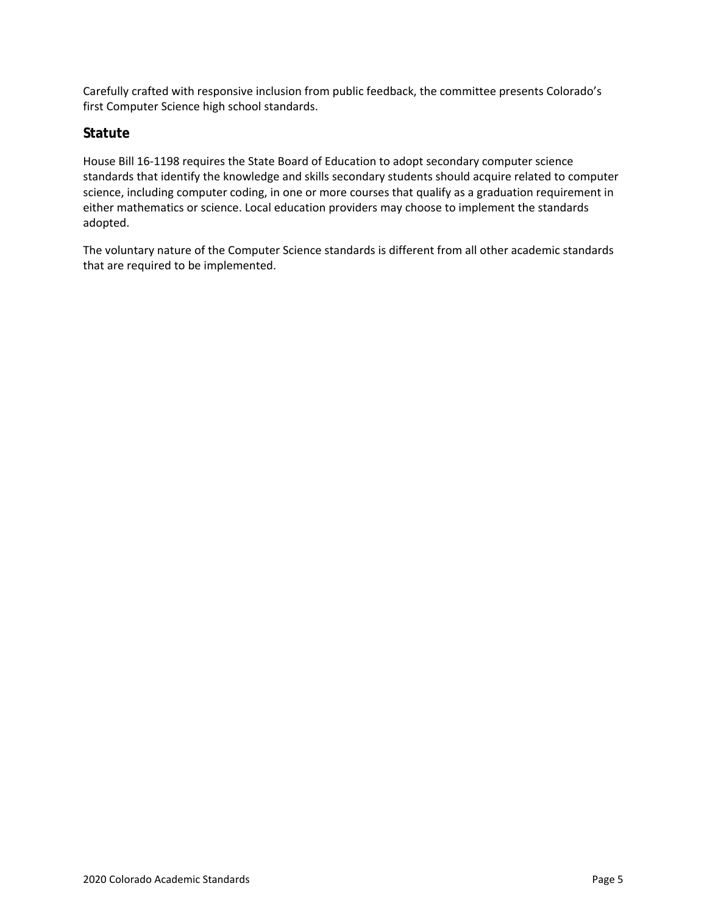Carefully crafted with responsive inclusion from public feedback, the committee presents Colorado's first Computer Science high school standards.

## Statute

House Bill 16-1198 requires the State Board of Education to adopt secondary computer science standards that identify the knowledge and skills secondary students should acquire related to computer science, including computer coding, in one or more courses that qualify as a graduation requirement in either mathematics or science. Local education providers may choose to implement the standards adopted.

The voluntary nature of the Computer Science standards is different from all other academic standards that are required to be implemented.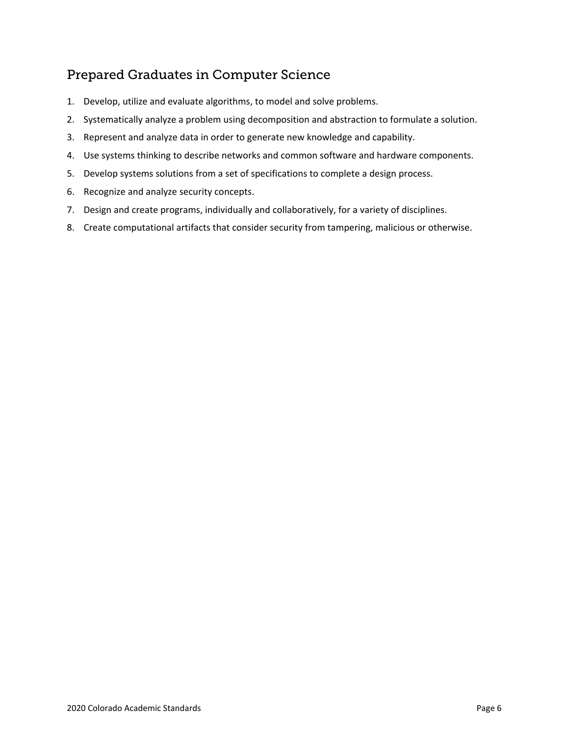## Prepared Graduates in Computer Science

1. Develop, utilize and evaluate algorithms, to model and solve problems.
2. Systematically analyze a problem using decomposition and abstraction to formulate a solution.
3. Represent and analyze data in order to generate new knowledge and capability.
4. Use systems thinking to describe networks and common software and hardware components.
5. Develop systems solutions from a set of specifications to complete a design process.
6. Recognize and analyze security concepts.
7. Design and create programs, individually and collaboratively, for a variety of disciplines.
8. Create computational artifacts that consider security from tampering, malicious or otherwise.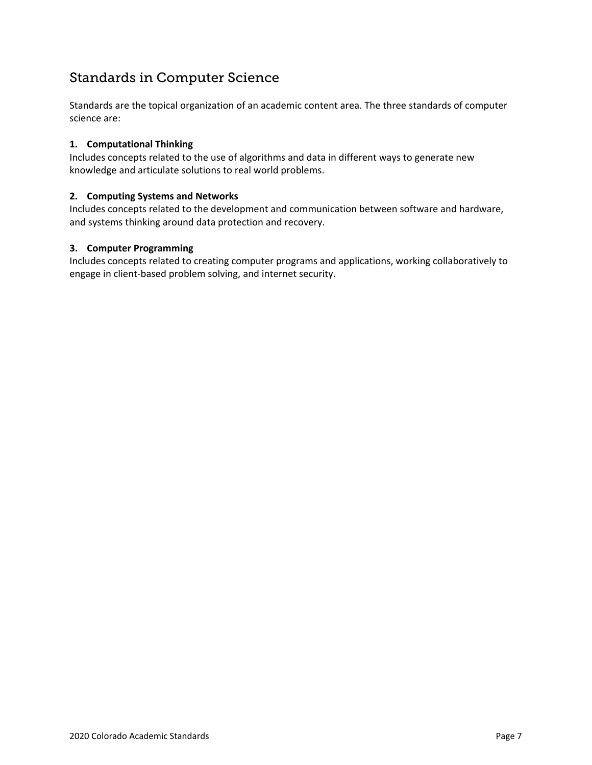## Standards in Computer Science

Standards are the topical organization of an academic content area. The three standards of computer science are:

**1. Computational Thinking**
Includes concepts related to the use of algorithms and data in different ways to generate new knowledge and articulate solutions to real world problems.

**2. Computing Systems and Networks**
Includes concepts related to the development and communication between software and hardware, and systems thinking around data protection and recovery.

**3. Computer Programming**
Includes concepts related to creating computer programs and applications, working collaboratively to engage in client-based problem solving, and internet security.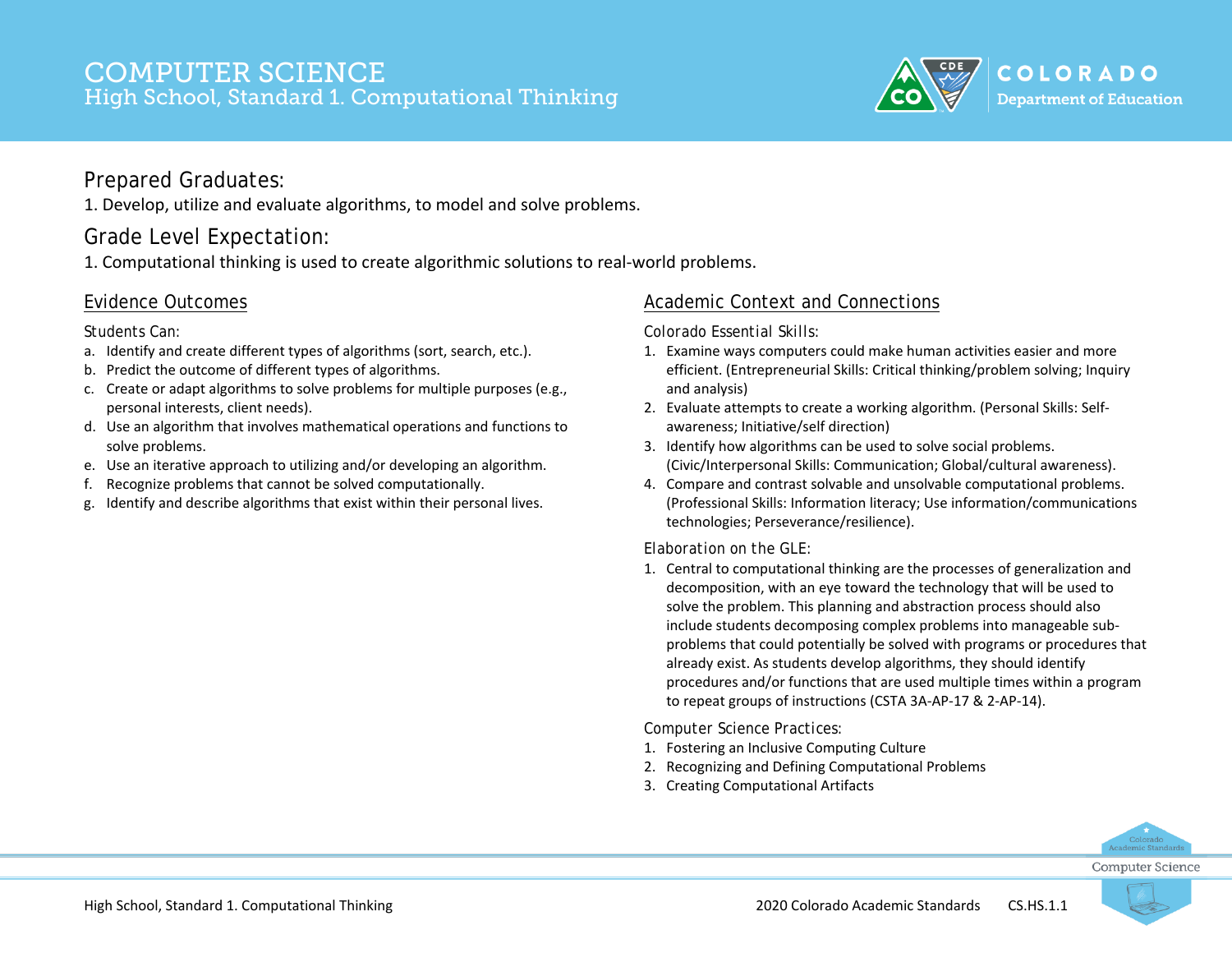# COMPUTER SCIENCE
## High School, Standard 1. Computational Thinking

### Prepared Graduates:
1. Develop, utilize and evaluate algorithms, to model and solve problems.

### Grade Level Expectation:
1. Computational thinking is used to create algorithmic solutions to real-world problems.

### Evidence Outcomes

Students Can:

a. Identify and create different types of algorithms (sort, search, etc.).
b. Predict the outcome of different types of algorithms.
c. Create or adapt algorithms to solve problems for multiple purposes (e.g., personal interests, client needs).
d. Use an algorithm that involves mathematical operations and functions to solve problems.
e. Use an iterative approach to utilizing and/or developing an algorithm.
f. Recognize problems that cannot be solved computationally.
g. Identify and describe algorithms that exist within their personal lives.

### Academic Context and Connections

Colorado Essential Skills:

1. Examine ways computers could make human activities easier and more efficient. (Entrepreneurial Skills: Critical thinking/problem solving; Inquiry and analysis)
2. Evaluate attempts to create a working algorithm. (Personal Skills: Self-awareness; Initiative/self direction)
3. Identify how algorithms can be used to solve social problems. (Civic/Interpersonal Skills: Communication; Global/cultural awareness).
4. Compare and contrast solvable and unsolvable computational problems. (Professional Skills: Information literacy; Use information/communications technologies; Perseverance/resilience).

Elaboration on the GLE:

1. Central to computational thinking are the processes of generalization and decomposition, with an eye toward the technology that will be used to solve the problem. This planning and abstraction process should also include students decomposing complex problems into manageable sub-problems that could potentially be solved with programs or procedures that already exist. As students develop algorithms, they should identify procedures and/or functions that are used multiple times within a program to repeat groups of instructions (CSTA 3A-AP-17 & 2-AP-14).

Computer Science Practices:

1. Fostering an Inclusive Computing Culture
2. Recognizing and Defining Computational Problems
3. Creating Computational Artifacts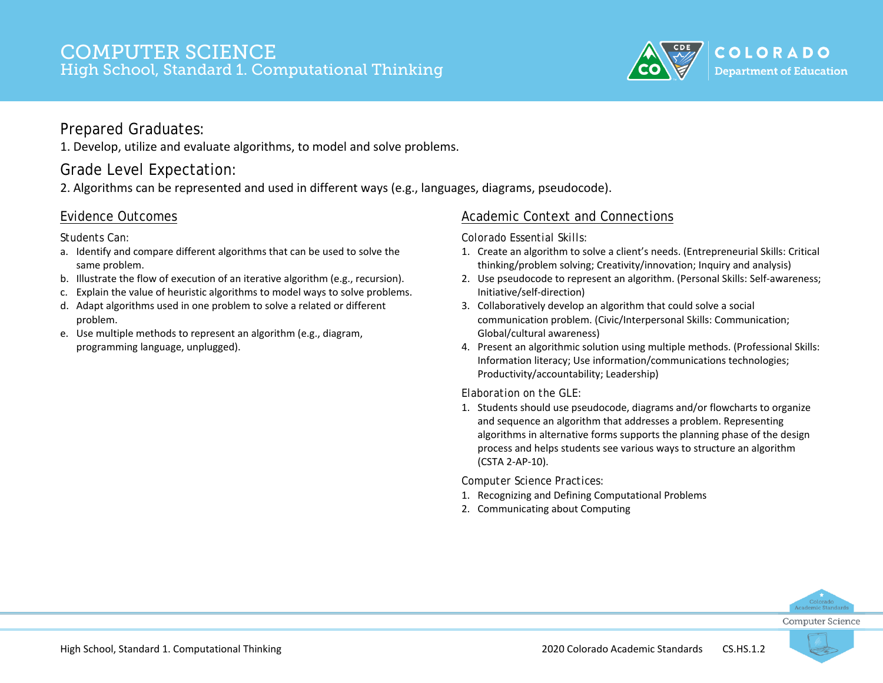# COMPUTER SCIENCE
## High School, Standard 1. Computational Thinking

## Prepared Graduates:

1. Develop, utilize and evaluate algorithms, to model and solve problems.

## Grade Level Expectation:

2. Algorithms can be represented and used in different ways (e.g., languages, diagrams, pseudocode).

### Evidence Outcomes

Students Can:

a. Identify and compare different algorithms that can be used to solve the same problem.
b. Illustrate the flow of execution of an iterative algorithm (e.g., recursion).
c. Explain the value of heuristic algorithms to model ways to solve problems.
d. Adapt algorithms used in one problem to solve a related or different problem.
e. Use multiple methods to represent an algorithm (e.g., diagram, programming language, unplugged).

### Academic Context and Connections

Colorado Essential Skills:

1. Create an algorithm to solve a client's needs. (Entrepreneurial Skills: Critical thinking/problem solving; Creativity/innovation; Inquiry and analysis)
2. Use pseudocode to represent an algorithm. (Personal Skills: Self-awareness; Initiative/self-direction)
3. Collaboratively develop an algorithm that could solve a social communication problem. (Civic/Interpersonal Skills: Communication; Global/cultural awareness)
4. Present an algorithmic solution using multiple methods. (Professional Skills: Information literacy; Use information/communications technologies; Productivity/accountability; Leadership)

Elaboration on the GLE:

1. Students should use pseudocode, diagrams and/or flowcharts to organize and sequence an algorithm that addresses a problem. Representing algorithms in alternative forms supports the planning phase of the design process and helps students see various ways to structure an algorithm (CSTA 2-AP-10).

Computer Science Practices:

1. Recognizing and Defining Computational Problems
2. Communicating about Computing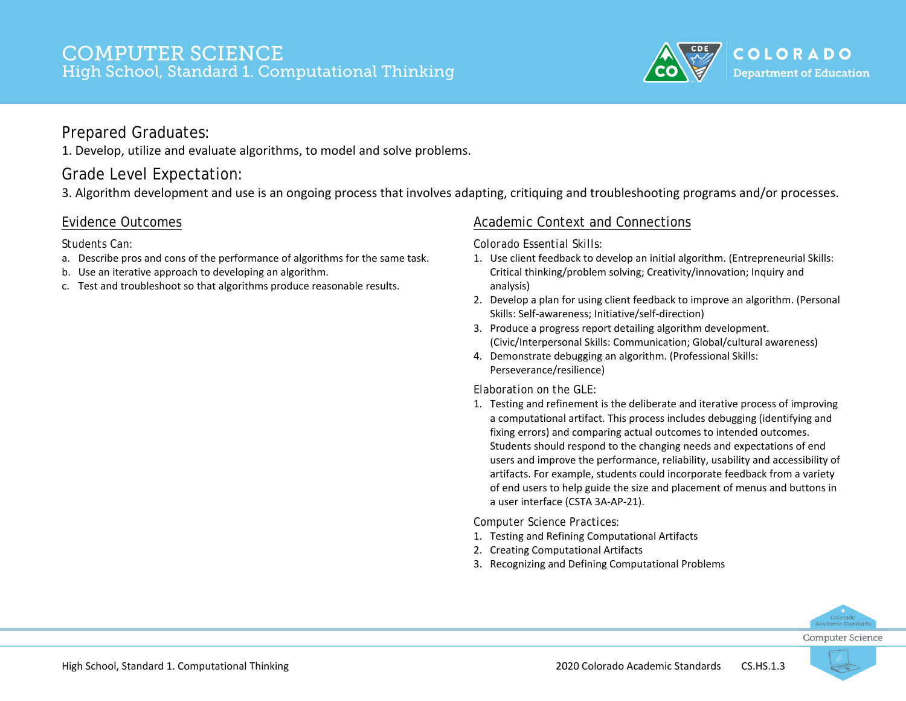# COMPUTER SCIENCE
## High School, Standard 1. Computational Thinking

### Prepared Graduates:

1. Develop, utilize and evaluate algorithms, to model and solve problems.

### Grade Level Expectation:

3. Algorithm development and use is an ongoing process that involves adapting, critiquing and troubleshooting programs and/or processes.

### Evidence Outcomes

Students Can:

a. Describe pros and cons of the performance of algorithms for the same task.
b. Use an iterative approach to developing an algorithm.
c. Test and troubleshoot so that algorithms produce reasonable results.

### Academic Context and Connections

Colorado Essential Skills:

1. Use client feedback to develop an initial algorithm. (Entrepreneurial Skills: Critical thinking/problem solving; Creativity/innovation; Inquiry and analysis)
2. Develop a plan for using client feedback to improve an algorithm. (Personal Skills: Self-awareness; Initiative/self-direction)
3. Produce a progress report detailing algorithm development. (Civic/Interpersonal Skills: Communication; Global/cultural awareness)
4. Demonstrate debugging an algorithm. (Professional Skills: Perseverance/resilience)

Elaboration on the GLE:

1. Testing and refinement is the deliberate and iterative process of improving a computational artifact. This process includes debugging (identifying and fixing errors) and comparing actual outcomes to intended outcomes. Students should respond to the changing needs and expectations of end users and improve the performance, reliability, usability and accessibility of artifacts. For example, students could incorporate feedback from a variety of end users to help guide the size and placement of menus and buttons in a user interface (CSTA 3A-AP-21).

Computer Science Practices:

1. Testing and Refining Computational Artifacts
2. Creating Computational Artifacts
3. Recognizing and Defining Computational Problems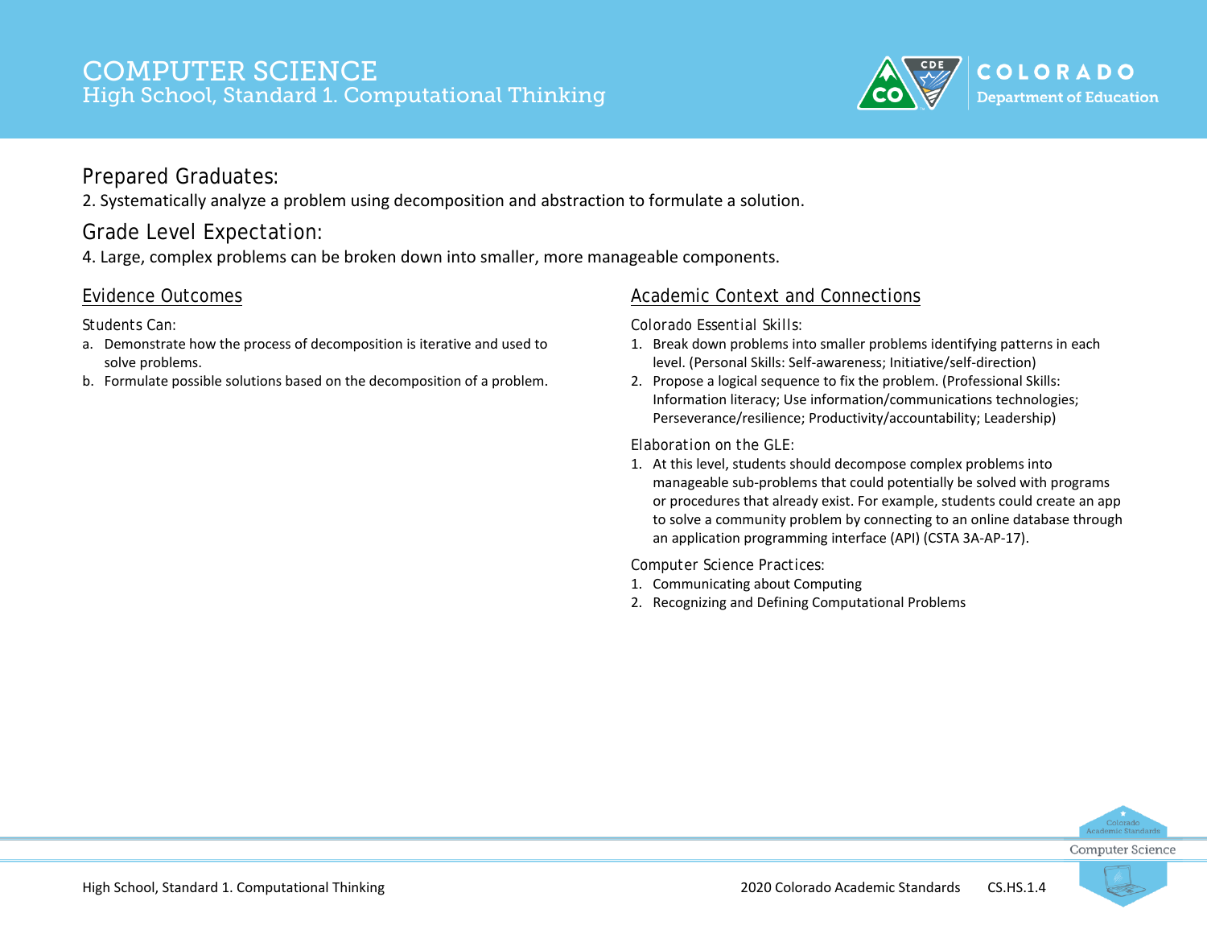# COMPUTER SCIENCE
## High School, Standard 1. Computational Thinking

### Prepared Graduates:

2. Systematically analyze a problem using decomposition and abstraction to formulate a solution.

### Grade Level Expectation:

4. Large, complex problems can be broken down into smaller, more manageable components.

### Evidence Outcomes

Students Can:

a. Demonstrate how the process of decomposition is iterative and used to solve problems.
b. Formulate possible solutions based on the decomposition of a problem.

### Academic Context and Connections

Colorado Essential Skills:

1. Break down problems into smaller problems identifying patterns in each level. (Personal Skills: Self-awareness; Initiative/self-direction)
2. Propose a logical sequence to fix the problem. (Professional Skills: Information literacy; Use information/communications technologies; Perseverance/resilience; Productivity/accountability; Leadership)

Elaboration on the GLE:

1. At this level, students should decompose complex problems into manageable sub-problems that could potentially be solved with programs or procedures that already exist. For example, students could create an app to solve a community problem by connecting to an online database through an application programming interface (API) (CSTA 3A-AP-17).

Computer Science Practices:

1. Communicating about Computing
2. Recognizing and Defining Computational Problems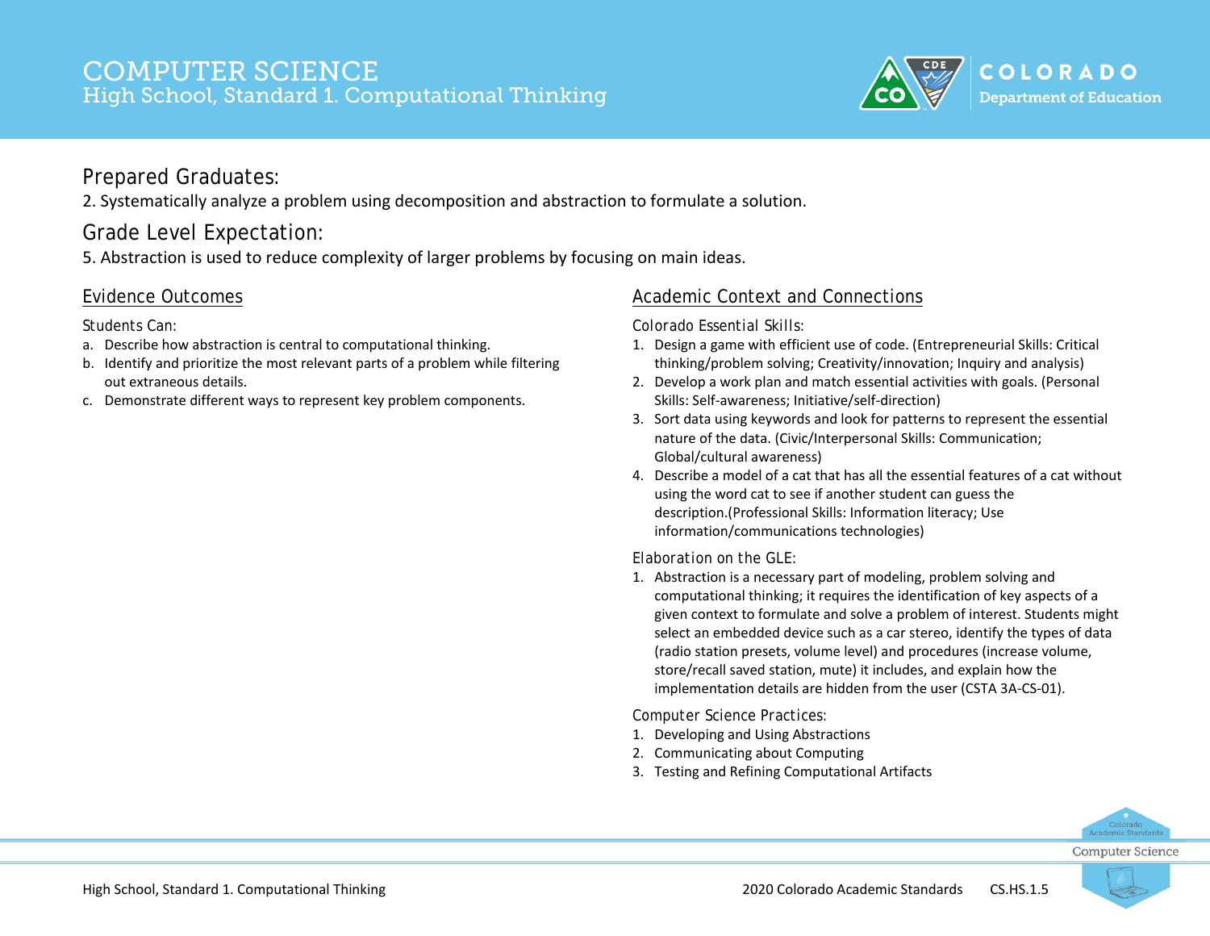# COMPUTER SCIENCE
## High School, Standard 1. Computational Thinking

## Prepared Graduates:

2. Systematically analyze a problem using decomposition and abstraction to formulate a solution.

## Grade Level Expectation:

5. Abstraction is used to reduce complexity of larger problems by focusing on main ideas.

### Evidence Outcomes

Students Can:

a. Describe how abstraction is central to computational thinking.
b. Identify and prioritize the most relevant parts of a problem while filtering out extraneous details.
c. Demonstrate different ways to represent key problem components.

### Academic Context and Connections

Colorado Essential Skills:

1. Design a game with efficient use of code. (Entrepreneurial Skills: Critical thinking/problem solving; Creativity/innovation; Inquiry and analysis)
2. Develop a work plan and match essential activities with goals. (Personal Skills: Self-awareness; Initiative/self-direction)
3. Sort data using keywords and look for patterns to represent the essential nature of the data. (Civic/Interpersonal Skills: Communication; Global/cultural awareness)
4. Describe a model of a cat that has all the essential features of a cat without using the word cat to see if another student can guess the description.(Professional Skills: Information literacy; Use information/communications technologies)

Elaboration on the GLE:

1. Abstraction is a necessary part of modeling, problem solving and computational thinking; it requires the identification of key aspects of a given context to formulate and solve a problem of interest. Students might select an embedded device such as a car stereo, identify the types of data (radio station presets, volume level) and procedures (increase volume, store/recall saved station, mute) it includes, and explain how the implementation details are hidden from the user (CSTA 3A-CS-01).

Computer Science Practices:

1. Developing and Using Abstractions
2. Communicating about Computing
3. Testing and Refining Computational Artifacts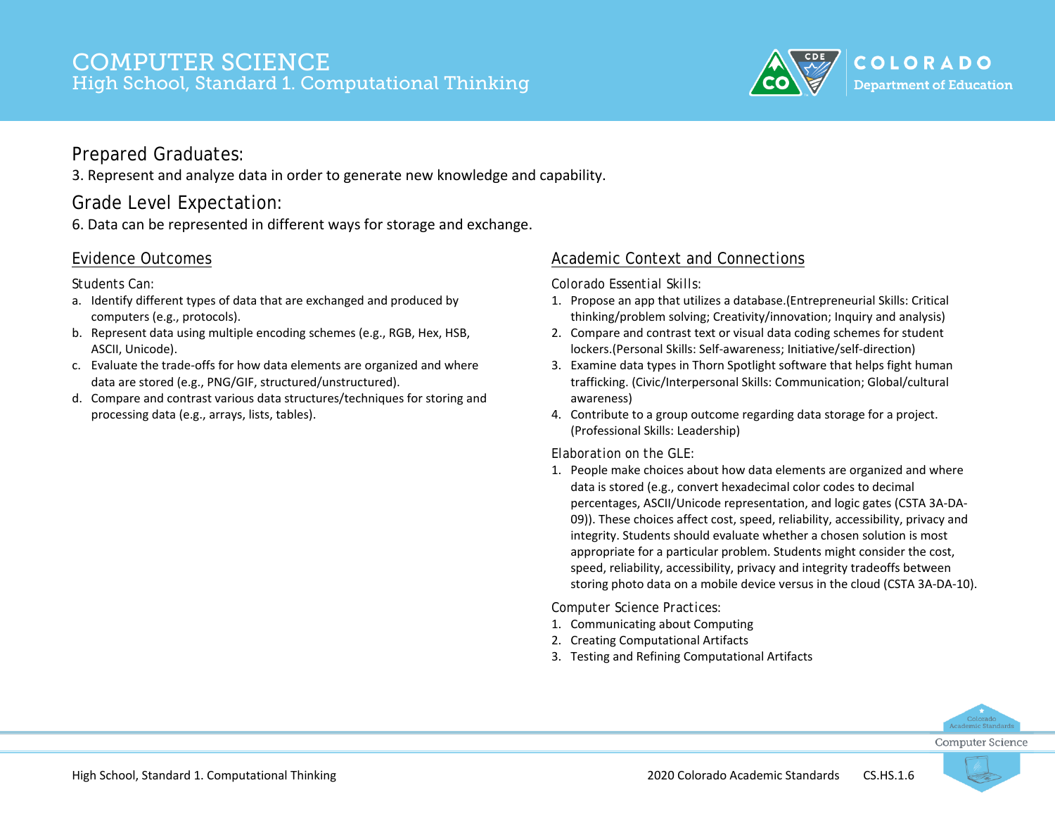# COMPUTER SCIENCE
## High School, Standard 1. Computational Thinking

## Prepared Graduates:

3. Represent and analyze data in order to generate new knowledge and capability.

## Grade Level Expectation:

6. Data can be represented in different ways for storage and exchange.

### Evidence Outcomes

Students Can:

a. Identify different types of data that are exchanged and produced by computers (e.g., protocols).
b. Represent data using multiple encoding schemes (e.g., RGB, Hex, HSB, ASCII, Unicode).
c. Evaluate the trade-offs for how data elements are organized and where data are stored (e.g., PNG/GIF, structured/unstructured).
d. Compare and contrast various data structures/techniques for storing and processing data (e.g., arrays, lists, tables).

### Academic Context and Connections

Colorado Essential Skills:

1. Propose an app that utilizes a database.(Entrepreneurial Skills: Critical thinking/problem solving; Creativity/innovation; Inquiry and analysis)
2. Compare and contrast text or visual data coding schemes for student lockers.(Personal Skills: Self-awareness; Initiative/self-direction)
3. Examine data types in Thorn Spotlight software that helps fight human trafficking. (Civic/Interpersonal Skills: Communication; Global/cultural awareness)
4. Contribute to a group outcome regarding data storage for a project. (Professional Skills: Leadership)

Elaboration on the GLE:

1. People make choices about how data elements are organized and where data is stored (e.g., convert hexadecimal color codes to decimal percentages, ASCII/Unicode representation, and logic gates (CSTA 3A-DA-09)). These choices affect cost, speed, reliability, accessibility, privacy and integrity. Students should evaluate whether a chosen solution is most appropriate for a particular problem. Students might consider the cost, speed, reliability, accessibility, privacy and integrity tradeoffs between storing photo data on a mobile device versus in the cloud (CSTA 3A-DA-10).

Computer Science Practices:

1. Communicating about Computing
2. Creating Computational Artifacts
3. Testing and Refining Computational Artifacts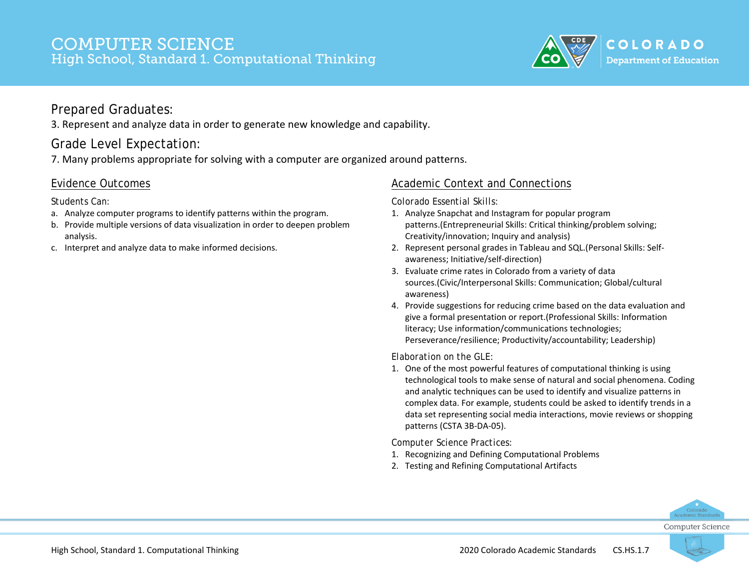# COMPUTER SCIENCE
## High School, Standard 1. Computational Thinking

### Prepared Graduates:

3. Represent and analyze data in order to generate new knowledge and capability.

### Grade Level Expectation:

7. Many problems appropriate for solving with a computer are organized around patterns.

### Evidence Outcomes

Students Can:

a. Analyze computer programs to identify patterns within the program.
b. Provide multiple versions of data visualization in order to deepen problem analysis.
c. Interpret and analyze data to make informed decisions.

### Academic Context and Connections

Colorado Essential Skills:

1. Analyze Snapchat and Instagram for popular program patterns.(Entrepreneurial Skills: Critical thinking/problem solving; Creativity/innovation; Inquiry and analysis)
2. Represent personal grades in Tableau and SQL.(Personal Skills: Self-awareness; Initiative/self-direction)
3. Evaluate crime rates in Colorado from a variety of data sources.(Civic/Interpersonal Skills: Communication; Global/cultural awareness)
4. Provide suggestions for reducing crime based on the data evaluation and give a formal presentation or report.(Professional Skills: Information literacy; Use information/communications technologies; Perseverance/resilience; Productivity/accountability; Leadership)

Elaboration on the GLE:

1. One of the most powerful features of computational thinking is using technological tools to make sense of natural and social phenomena. Coding and analytic techniques can be used to identify and visualize patterns in complex data. For example, students could be asked to identify trends in a data set representing social media interactions, movie reviews or shopping patterns (CSTA 3B-DA-05).

Computer Science Practices:

1. Recognizing and Defining Computational Problems
2. Testing and Refining Computational Artifacts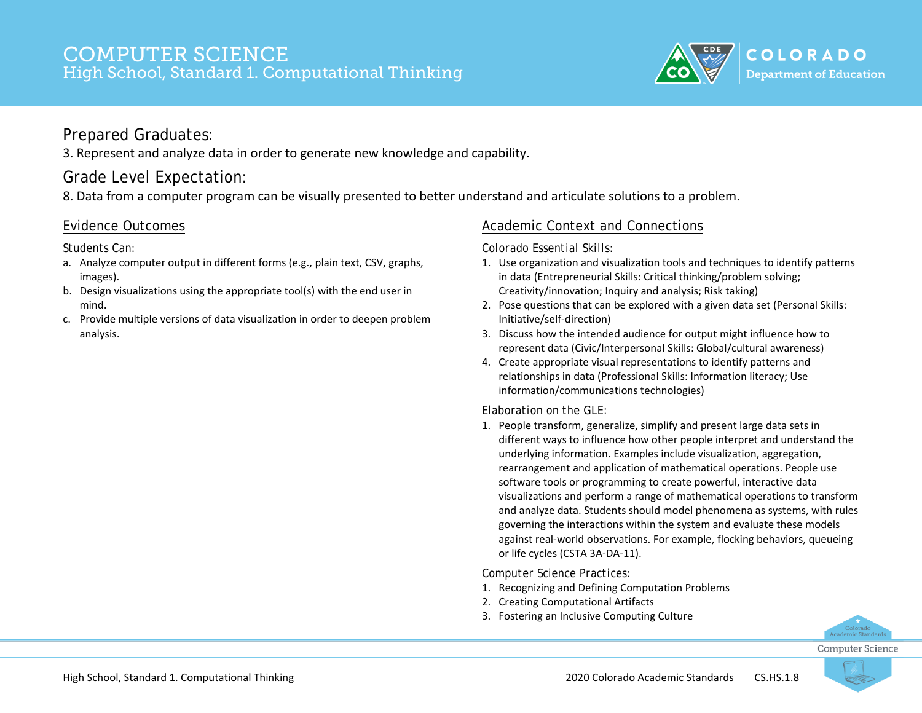# COMPUTER SCIENCE
## High School, Standard 1. Computational Thinking

## Prepared Graduates:

3. Represent and analyze data in order to generate new knowledge and capability.

## Grade Level Expectation:

8. Data from a computer program can be visually presented to better understand and articulate solutions to a problem.

### Evidence Outcomes

Students Can:

a. Analyze computer output in different forms (e.g., plain text, CSV, graphs, images).
b. Design visualizations using the appropriate tool(s) with the end user in mind.
c. Provide multiple versions of data visualization in order to deepen problem analysis.

### Academic Context and Connections

Colorado Essential Skills:

1. Use organization and visualization tools and techniques to identify patterns in data (Entrepreneurial Skills: Critical thinking/problem solving; Creativity/innovation; Inquiry and analysis; Risk taking)
2. Pose questions that can be explored with a given data set (Personal Skills: Initiative/self-direction)
3. Discuss how the intended audience for output might influence how to represent data (Civic/Interpersonal Skills: Global/cultural awareness)
4. Create appropriate visual representations to identify patterns and relationships in data (Professional Skills: Information literacy; Use information/communications technologies)

Elaboration on the GLE:

1. People transform, generalize, simplify and present large data sets in different ways to influence how other people interpret and understand the underlying information. Examples include visualization, aggregation, rearrangement and application of mathematical operations. People use software tools or programming to create powerful, interactive data visualizations and perform a range of mathematical operations to transform and analyze data. Students should model phenomena as systems, with rules governing the interactions within the system and evaluate these models against real-world observations. For example, flocking behaviors, queueing or life cycles (CSTA 3A-DA-11).

Computer Science Practices:

1. Recognizing and Defining Computation Problems
2. Creating Computational Artifacts
3. Fostering an Inclusive Computing Culture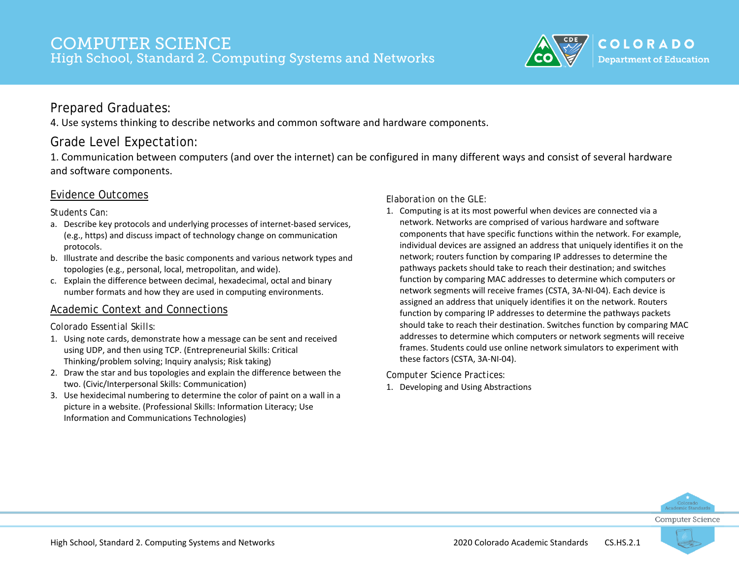# COMPUTER SCIENCE
## High School, Standard 2. Computing Systems and Networks

## Prepared Graduates:

4. Use systems thinking to describe networks and common software and hardware components.

## Grade Level Expectation:

1. Communication between computers (and over the internet) can be configured in many different ways and consist of several hardware and software components.

### Evidence Outcomes

Students Can:

a. Describe key protocols and underlying processes of internet-based services, (e.g., https) and discuss impact of technology change on communication protocols.
b. Illustrate and describe the basic components and various network types and topologies (e.g., personal, local, metropolitan, and wide).
c. Explain the difference between decimal, hexadecimal, octal and binary number formats and how they are used in computing environments.

### Academic Context and Connections

Colorado Essential Skills:

1. Using note cards, demonstrate how a message can be sent and received using UDP, and then using TCP. (Entrepreneurial Skills: Critical Thinking/problem solving; Inquiry analysis; Risk taking)
2. Draw the star and bus topologies and explain the difference between the two. (Civic/Interpersonal Skills: Communication)
3. Use hexidecimal numbering to determine the color of paint on a wall in a picture in a website. (Professional Skills: Information Literacy; Use Information and Communications Technologies)

Elaboration on the GLE:

1. Computing is at its most powerful when devices are connected via a network. Networks are comprised of various hardware and software components that have specific functions within the network. For example, individual devices are assigned an address that uniquely identifies it on the network; routers function by comparing IP addresses to determine the pathways packets should take to reach their destination; and switches function by comparing MAC addresses to determine which computers or network segments will receive frames (CSTA, 3A-NI-04). Each device is assigned an address that uniquely identifies it on the network. Routers function by comparing IP addresses to determine the pathways packets should take to reach their destination. Switches function by comparing MAC addresses to determine which computers or network segments will receive frames. Students could use online network simulators to experiment with these factors (CSTA, 3A-NI-04).

Computer Science Practices:

1. Developing and Using Abstractions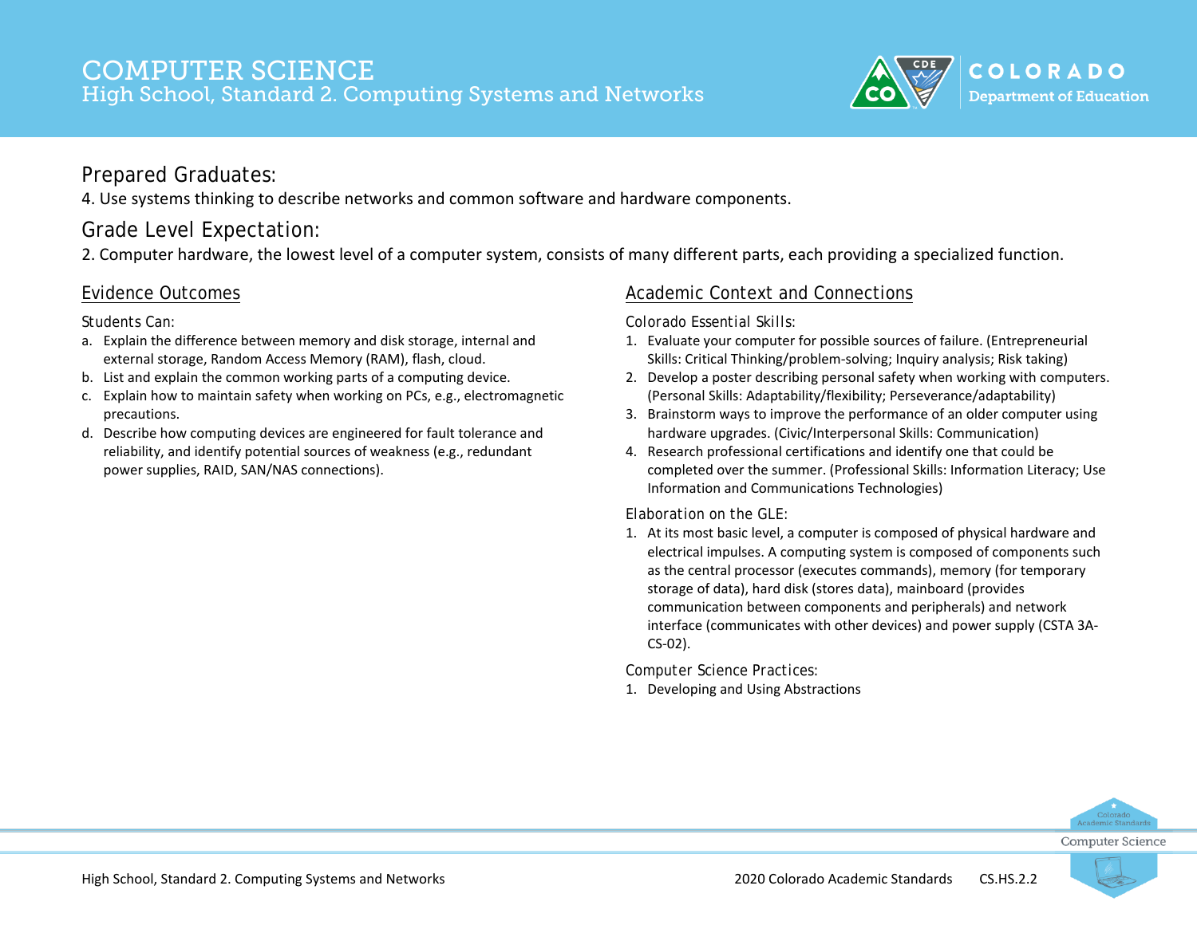# COMPUTER SCIENCE
## High School, Standard 2. Computing Systems and Networks

### Prepared Graduates:

4. Use systems thinking to describe networks and common software and hardware components.

### Grade Level Expectation:

2. Computer hardware, the lowest level of a computer system, consists of many different parts, each providing a specialized function.

### Evidence Outcomes

Students Can:

a. Explain the difference between memory and disk storage, internal and external storage, Random Access Memory (RAM), flash, cloud.
b. List and explain the common working parts of a computing device.
c. Explain how to maintain safety when working on PCs, e.g., electromagnetic precautions.
d. Describe how computing devices are engineered for fault tolerance and reliability, and identify potential sources of weakness (e.g., redundant power supplies, RAID, SAN/NAS connections).

### Academic Context and Connections

Colorado Essential Skills:

1. Evaluate your computer for possible sources of failure. (Entrepreneurial Skills: Critical Thinking/problem-solving; Inquiry analysis; Risk taking)
2. Develop a poster describing personal safety when working with computers. (Personal Skills: Adaptability/flexibility; Perseverance/adaptability)
3. Brainstorm ways to improve the performance of an older computer using hardware upgrades. (Civic/Interpersonal Skills: Communication)
4. Research professional certifications and identify one that could be completed over the summer. (Professional Skills: Information Literacy; Use Information and Communications Technologies)

Elaboration on the GLE:

1. At its most basic level, a computer is composed of physical hardware and electrical impulses. A computing system is composed of components such as the central processor (executes commands), memory (for temporary storage of data), hard disk (stores data), mainboard (provides communication between components and peripherals) and network interface (communicates with other devices) and power supply (CSTA 3A-CS-02).

Computer Science Practices:

1. Developing and Using Abstractions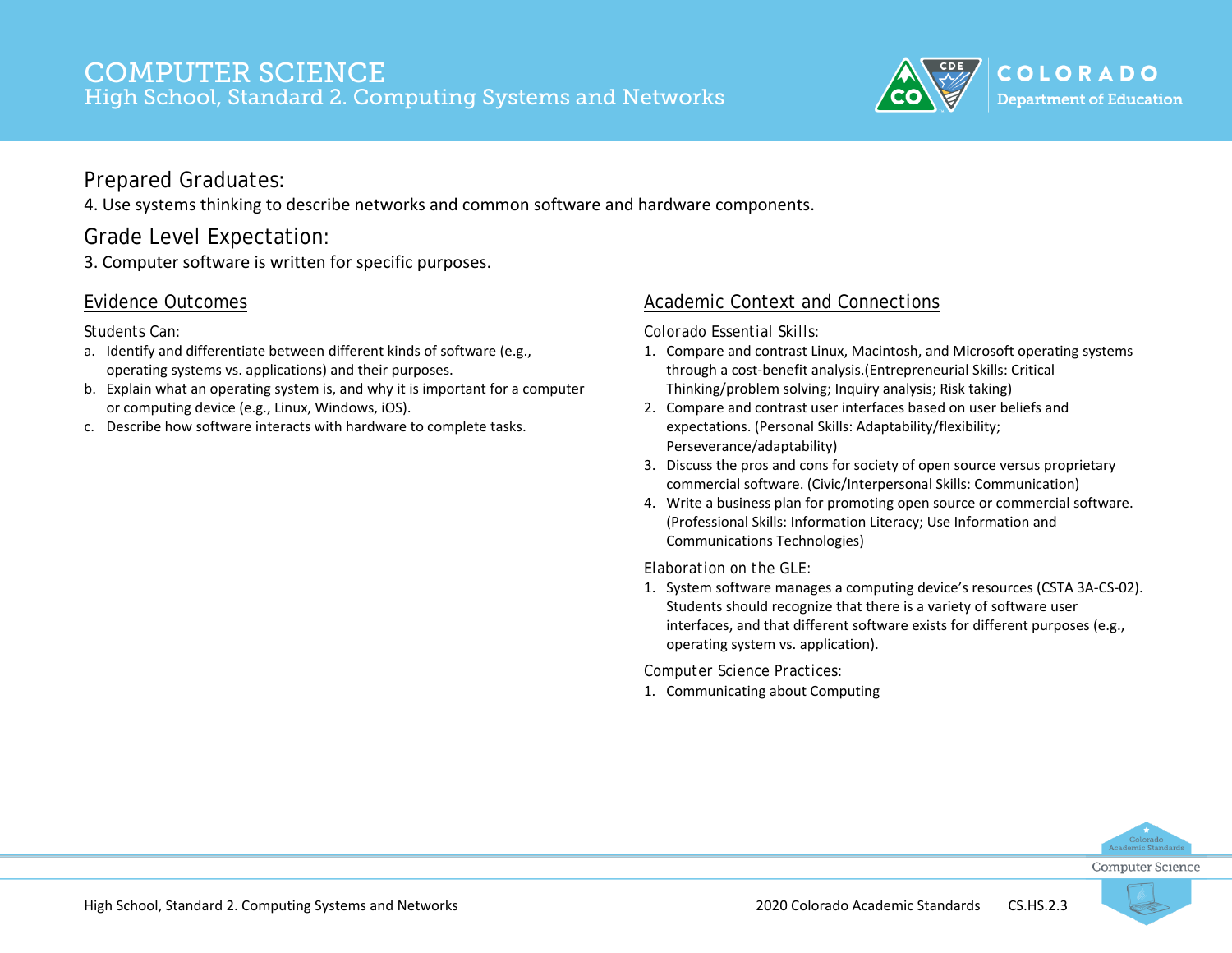# COMPUTER SCIENCE

## High School, Standard 2. Computing Systems and Networks

### Prepared Graduates:

4. Use systems thinking to describe networks and common software and hardware components.

### Grade Level Expectation:

3. Computer software is written for specific purposes.

### Evidence Outcomes

Students Can:

a. Identify and differentiate between different kinds of software (e.g., operating systems vs. applications) and their purposes.
b. Explain what an operating system is, and why it is important for a computer or computing device (e.g., Linux, Windows, iOS).
c. Describe how software interacts with hardware to complete tasks.

### Academic Context and Connections

Colorado Essential Skills:

1. Compare and contrast Linux, Macintosh, and Microsoft operating systems through a cost-benefit analysis.(Entrepreneurial Skills: Critical Thinking/problem solving; Inquiry analysis; Risk taking)
2. Compare and contrast user interfaces based on user beliefs and expectations. (Personal Skills: Adaptability/flexibility; Perseverance/adaptability)
3. Discuss the pros and cons for society of open source versus proprietary commercial software. (Civic/Interpersonal Skills: Communication)
4. Write a business plan for promoting open source or commercial software. (Professional Skills: Information Literacy; Use Information and Communications Technologies)

Elaboration on the GLE:

1. System software manages a computing device's resources (CSTA 3A-CS-02). Students should recognize that there is a variety of software user interfaces, and that different software exists for different purposes (e.g., operating system vs. application).

Computer Science Practices:

1. Communicating about Computing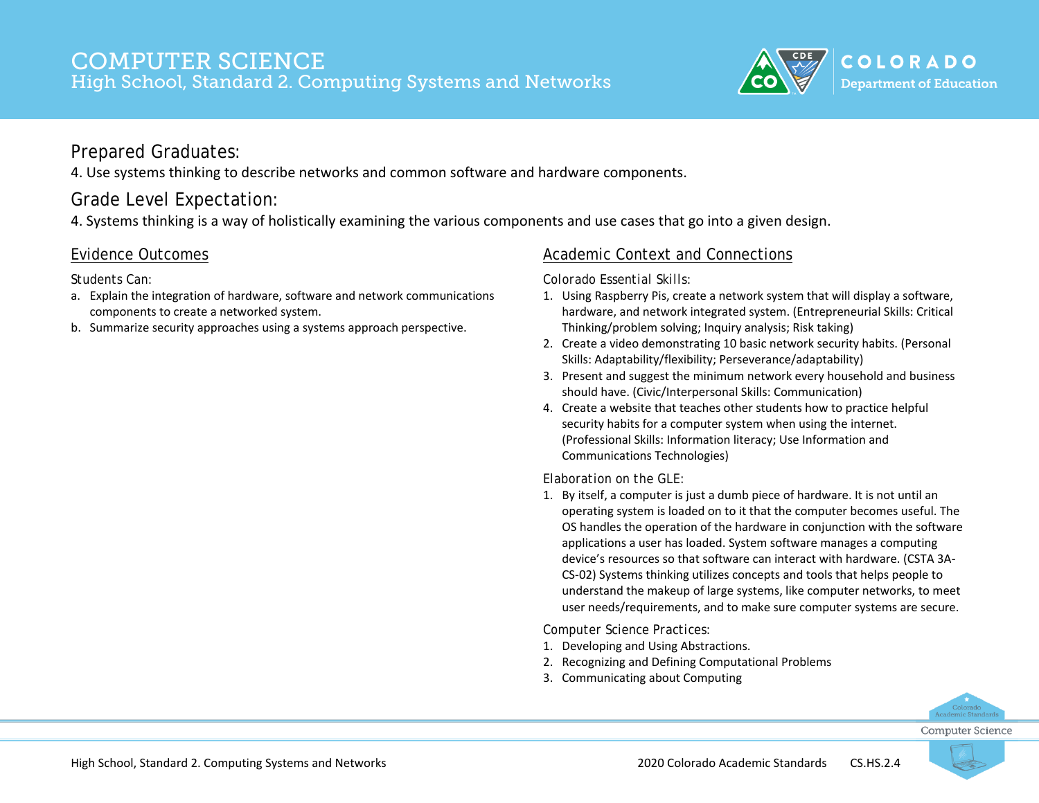# COMPUTER SCIENCE
## High School, Standard 2. Computing Systems and Networks

### Prepared Graduates:

4. Use systems thinking to describe networks and common software and hardware components.

### Grade Level Expectation:

4. Systems thinking is a way of holistically examining the various components and use cases that go into a given design.

### Evidence Outcomes

Students Can:

a. Explain the integration of hardware, software and network communications components to create a networked system.
b. Summarize security approaches using a systems approach perspective.

### Academic Context and Connections

Colorado Essential Skills:

1. Using Raspberry Pis, create a network system that will display a software, hardware, and network integrated system. (Entrepreneurial Skills: Critical Thinking/problem solving; Inquiry analysis; Risk taking)
2. Create a video demonstrating 10 basic network security habits. (Personal Skills: Adaptability/flexibility; Perseverance/adaptability)
3. Present and suggest the minimum network every household and business should have. (Civic/Interpersonal Skills: Communication)
4. Create a website that teaches other students how to practice helpful security habits for a computer system when using the internet. (Professional Skills: Information literacy; Use Information and Communications Technologies)

Elaboration on the GLE:

1. By itself, a computer is just a dumb piece of hardware. It is not until an operating system is loaded on to it that the computer becomes useful. The OS handles the operation of the hardware in conjunction with the software applications a user has loaded. System software manages a computing device's resources so that software can interact with hardware. (CSTA 3A-CS-02) Systems thinking utilizes concepts and tools that helps people to understand the makeup of large systems, like computer networks, to meet user needs/requirements, and to make sure computer systems are secure.

Computer Science Practices:

1. Developing and Using Abstractions.
2. Recognizing and Defining Computational Problems
3. Communicating about Computing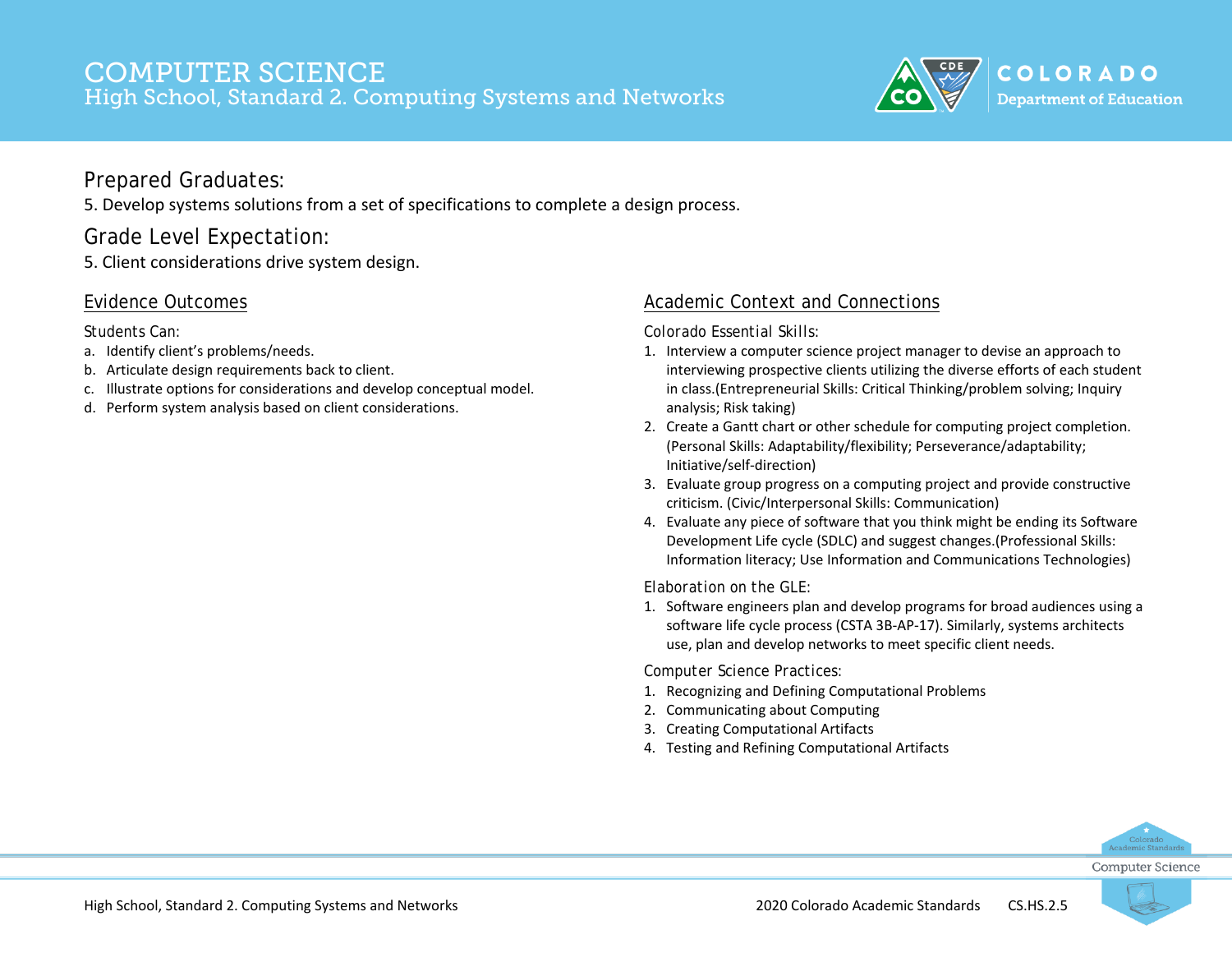# COMPUTER SCIENCE
## High School, Standard 2. Computing Systems and Networks

### Prepared Graduates:

5. Develop systems solutions from a set of specifications to complete a design process.

### Grade Level Expectation:

5. Client considerations drive system design.

### Evidence Outcomes

Students Can:

a. Identify client's problems/needs.
b. Articulate design requirements back to client.
c. Illustrate options for considerations and develop conceptual model.
d. Perform system analysis based on client considerations.

### Academic Context and Connections

Colorado Essential Skills:

1. Interview a computer science project manager to devise an approach to interviewing prospective clients utilizing the diverse efforts of each student in class.(Entrepreneurial Skills: Critical Thinking/problem solving; Inquiry analysis; Risk taking)
2. Create a Gantt chart or other schedule for computing project completion. (Personal Skills: Adaptability/flexibility; Perseverance/adaptability; Initiative/self-direction)
3. Evaluate group progress on a computing project and provide constructive criticism. (Civic/Interpersonal Skills: Communication)
4. Evaluate any piece of software that you think might be ending its Software Development Life cycle (SDLC) and suggest changes.(Professional Skills: Information literacy; Use Information and Communications Technologies)

Elaboration on the GLE:

1. Software engineers plan and develop programs for broad audiences using a software life cycle process (CSTA 3B-AP-17). Similarly, systems architects use, plan and develop networks to meet specific client needs.

Computer Science Practices:

1. Recognizing and Defining Computational Problems
2. Communicating about Computing
3. Creating Computational Artifacts
4. Testing and Refining Computational Artifacts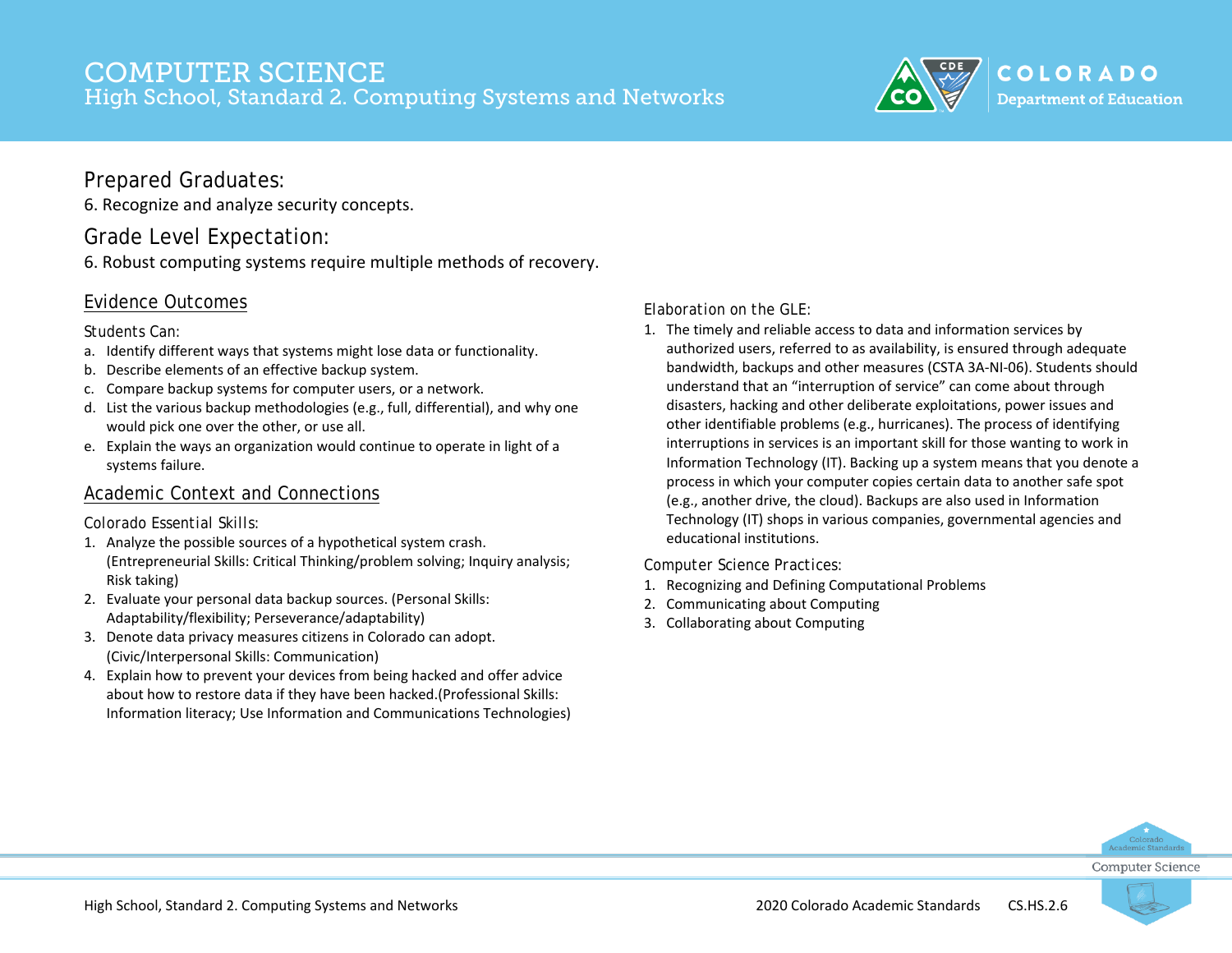# COMPUTER SCIENCE
## High School, Standard 2. Computing Systems and Networks

### Prepared Graduates:

6. Recognize and analyze security concepts.

### Grade Level Expectation:

6. Robust computing systems require multiple methods of recovery.

### Evidence Outcomes

Students Can:

a. Identify different ways that systems might lose data or functionality.
b. Describe elements of an effective backup system.
c. Compare backup systems for computer users, or a network.
d. List the various backup methodologies (e.g., full, differential), and why one would pick one over the other, or use all.
e. Explain the ways an organization would continue to operate in light of a systems failure.

### Academic Context and Connections

Colorado Essential Skills:

1. Analyze the possible sources of a hypothetical system crash. (Entrepreneurial Skills: Critical Thinking/problem solving; Inquiry analysis; Risk taking)
2. Evaluate your personal data backup sources. (Personal Skills: Adaptability/flexibility; Perseverance/adaptability)
3. Denote data privacy measures citizens in Colorado can adopt. (Civic/Interpersonal Skills: Communication)
4. Explain how to prevent your devices from being hacked and offer advice about how to restore data if they have been hacked.(Professional Skills: Information literacy; Use Information and Communications Technologies)

Elaboration on the GLE:

1. The timely and reliable access to data and information services by authorized users, referred to as availability, is ensured through adequate bandwidth, backups and other measures (CSTA 3A-NI-06). Students should understand that an "interruption of service" can come about through disasters, hacking and other deliberate exploitations, power issues and other identifiable problems (e.g., hurricanes). The process of identifying interruptions in services is an important skill for those wanting to work in Information Technology (IT). Backing up a system means that you denote a process in which your computer copies certain data to another safe spot (e.g., another drive, the cloud). Backups are also used in Information Technology (IT) shops in various companies, governmental agencies and educational institutions.

Computer Science Practices:

1. Recognizing and Defining Computational Problems
2. Communicating about Computing
3. Collaborating about Computing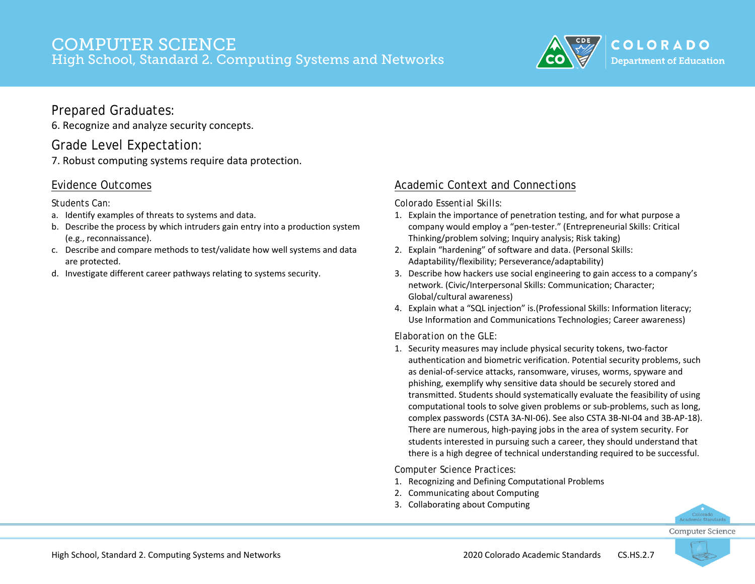# COMPUTER SCIENCE
## High School, Standard 2. Computing Systems and Networks

### Prepared Graduates:

6. Recognize and analyze security concepts.

### Grade Level Expectation:

7. Robust computing systems require data protection.

### Evidence Outcomes

Students Can:

a. Identify examples of threats to systems and data.
b. Describe the process by which intruders gain entry into a production system (e.g., reconnaissance).
c. Describe and compare methods to test/validate how well systems and data are protected.
d. Investigate different career pathways relating to systems security.

### Academic Context and Connections

Colorado Essential Skills:

1. Explain the importance of penetration testing, and for what purpose a company would employ a "pen-tester." (Entrepreneurial Skills: Critical Thinking/problem solving; Inquiry analysis; Risk taking)
2. Explain "hardening" of software and data. (Personal Skills: Adaptability/flexibility; Perseverance/adaptability)
3. Describe how hackers use social engineering to gain access to a company's network. (Civic/Interpersonal Skills: Communication; Character; Global/cultural awareness)
4. Explain what a "SQL injection" is.(Professional Skills: Information literacy; Use Information and Communications Technologies; Career awareness)

Elaboration on the GLE:

1. Security measures may include physical security tokens, two-factor authentication and biometric verification. Potential security problems, such as denial-of-service attacks, ransomware, viruses, worms, spyware and phishing, exemplify why sensitive data should be securely stored and transmitted. Students should systematically evaluate the feasibility of using computational tools to solve given problems or sub-problems, such as long, complex passwords (CSTA 3A-NI-06). See also CSTA 3B-NI-04 and 3B-AP-18). There are numerous, high-paying jobs in the area of system security. For students interested in pursuing such a career, they should understand that there is a high degree of technical understanding required to be successful.

Computer Science Practices:

1. Recognizing and Defining Computational Problems
2. Communicating about Computing
3. Collaborating about Computing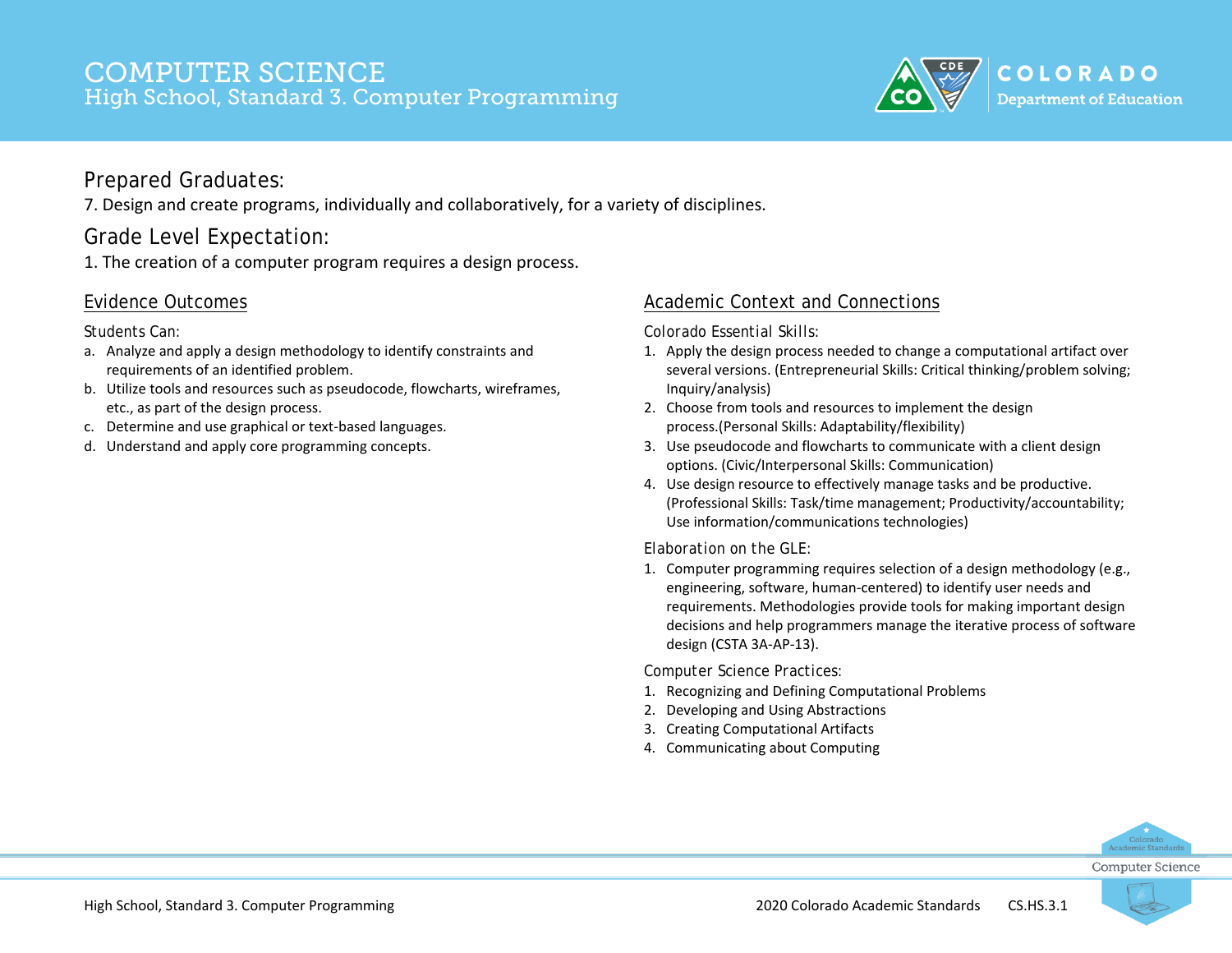# COMPUTER SCIENCE
## High School, Standard 3. Computer Programming

## Prepared Graduates:

7. Design and create programs, individually and collaboratively, for a variety of disciplines.

## Grade Level Expectation:

1. The creation of a computer program requires a design process.

### Evidence Outcomes

Students Can:

a. Analyze and apply a design methodology to identify constraints and requirements of an identified problem.
b. Utilize tools and resources such as pseudocode, flowcharts, wireframes, etc., as part of the design process.
c. Determine and use graphical or text-based languages.
d. Understand and apply core programming concepts.

### Academic Context and Connections

Colorado Essential Skills:

1. Apply the design process needed to change a computational artifact over several versions. (Entrepreneurial Skills: Critical thinking/problem solving; Inquiry/analysis)
2. Choose from tools and resources to implement the design process.(Personal Skills: Adaptability/flexibility)
3. Use pseudocode and flowcharts to communicate with a client design options. (Civic/Interpersonal Skills: Communication)
4. Use design resource to effectively manage tasks and be productive. (Professional Skills: Task/time management; Productivity/accountability; Use information/communications technologies)

Elaboration on the GLE:

1. Computer programming requires selection of a design methodology (e.g., engineering, software, human-centered) to identify user needs and requirements. Methodologies provide tools for making important design decisions and help programmers manage the iterative process of software design (CSTA 3A-AP-13).

Computer Science Practices:

1. Recognizing and Defining Computational Problems
2. Developing and Using Abstractions
3. Creating Computational Artifacts
4. Communicating about Computing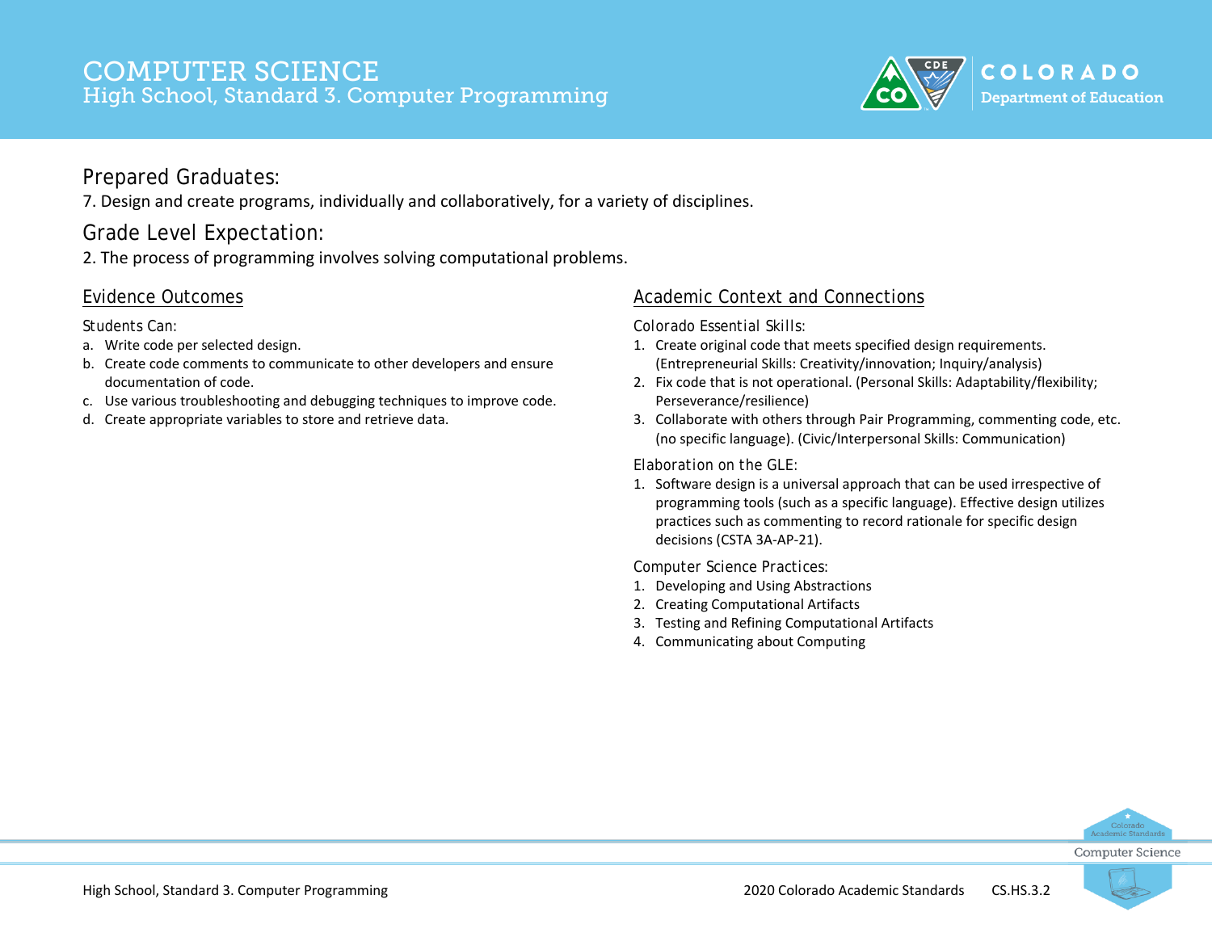# COMPUTER SCIENCE
## High School, Standard 3. Computer Programming

### Prepared Graduates:

7. Design and create programs, individually and collaboratively, for a variety of disciplines.

### Grade Level Expectation:

2. The process of programming involves solving computational problems.

### Evidence Outcomes

Students Can:

a. Write code per selected design.
b. Create code comments to communicate to other developers and ensure documentation of code.
c. Use various troubleshooting and debugging techniques to improve code.
d. Create appropriate variables to store and retrieve data.

### Academic Context and Connections

Colorado Essential Skills:

1. Create original code that meets specified design requirements. (Entrepreneurial Skills: Creativity/innovation; Inquiry/analysis)
2. Fix code that is not operational. (Personal Skills: Adaptability/flexibility; Perseverance/resilience)
3. Collaborate with others through Pair Programming, commenting code, etc. (no specific language). (Civic/Interpersonal Skills: Communication)

Elaboration on the GLE:

1. Software design is a universal approach that can be used irrespective of programming tools (such as a specific language). Effective design utilizes practices such as commenting to record rationale for specific design decisions (CSTA 3A-AP-21).

Computer Science Practices:

1. Developing and Using Abstractions
2. Creating Computational Artifacts
3. Testing and Refining Computational Artifacts
4. Communicating about Computing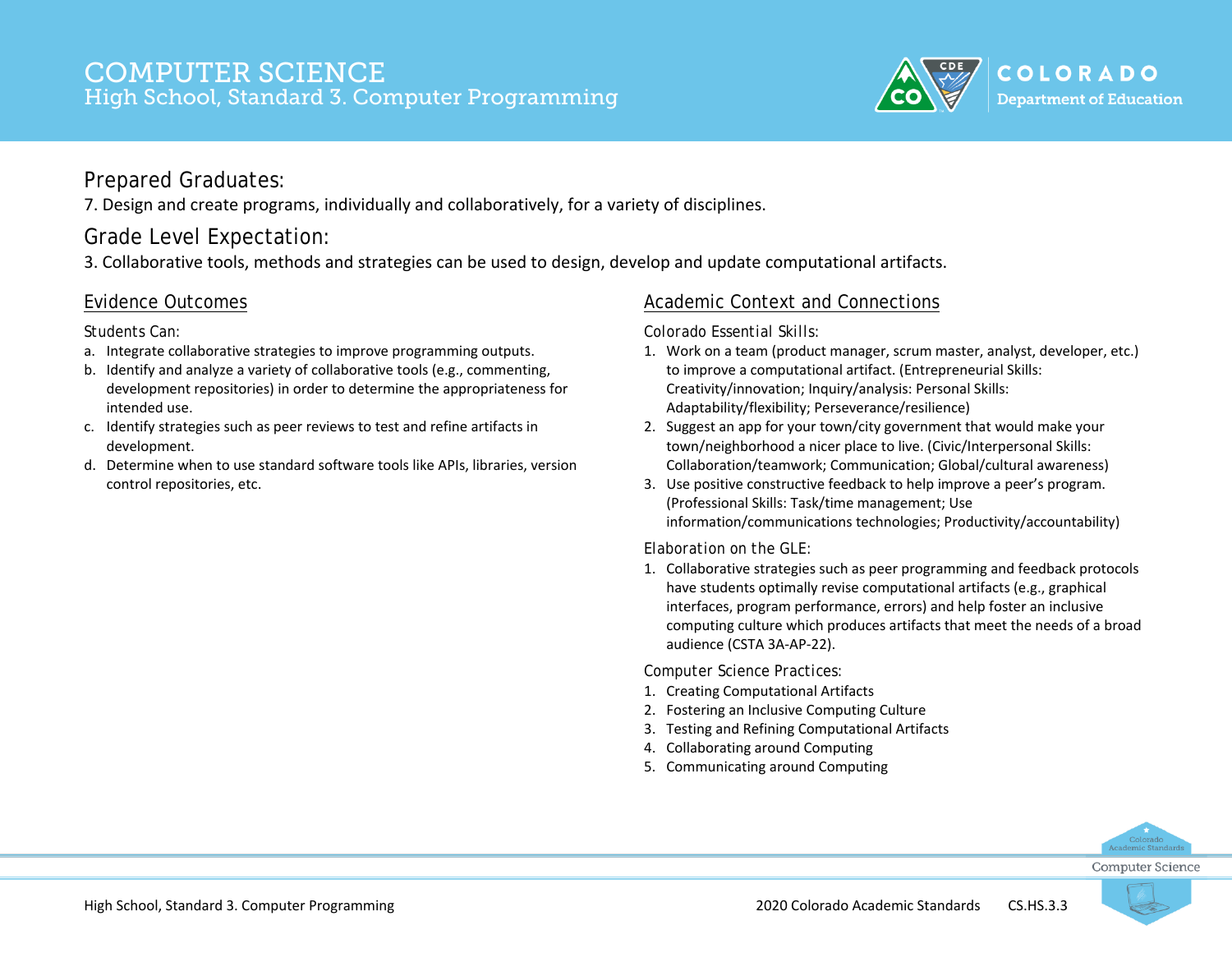# COMPUTER SCIENCE
## High School, Standard 3. Computer Programming

## Prepared Graduates:

7. Design and create programs, individually and collaboratively, for a variety of disciplines.

## Grade Level Expectation:

3. Collaborative tools, methods and strategies can be used to design, develop and update computational artifacts.

### Evidence Outcomes

Students Can:

a. Integrate collaborative strategies to improve programming outputs.
b. Identify and analyze a variety of collaborative tools (e.g., commenting, development repositories) in order to determine the appropriateness for intended use.
c. Identify strategies such as peer reviews to test and refine artifacts in development.
d. Determine when to use standard software tools like APIs, libraries, version control repositories, etc.

### Academic Context and Connections

Colorado Essential Skills:

1. Work on a team (product manager, scrum master, analyst, developer, etc.) to improve a computational artifact. (Entrepreneurial Skills: Creativity/innovation; Inquiry/analysis: Personal Skills: Adaptability/flexibility; Perseverance/resilience)
2. Suggest an app for your town/city government that would make your town/neighborhood a nicer place to live. (Civic/Interpersonal Skills: Collaboration/teamwork; Communication; Global/cultural awareness)
3. Use positive constructive feedback to help improve a peer's program. (Professional Skills: Task/time management; Use information/communications technologies; Productivity/accountability)

Elaboration on the GLE:

1. Collaborative strategies such as peer programming and feedback protocols have students optimally revise computational artifacts (e.g., graphical interfaces, program performance, errors) and help foster an inclusive computing culture which produces artifacts that meet the needs of a broad audience (CSTA 3A-AP-22).

Computer Science Practices:

1. Creating Computational Artifacts
2. Fostering an Inclusive Computing Culture
3. Testing and Refining Computational Artifacts
4. Collaborating around Computing
5. Communicating around Computing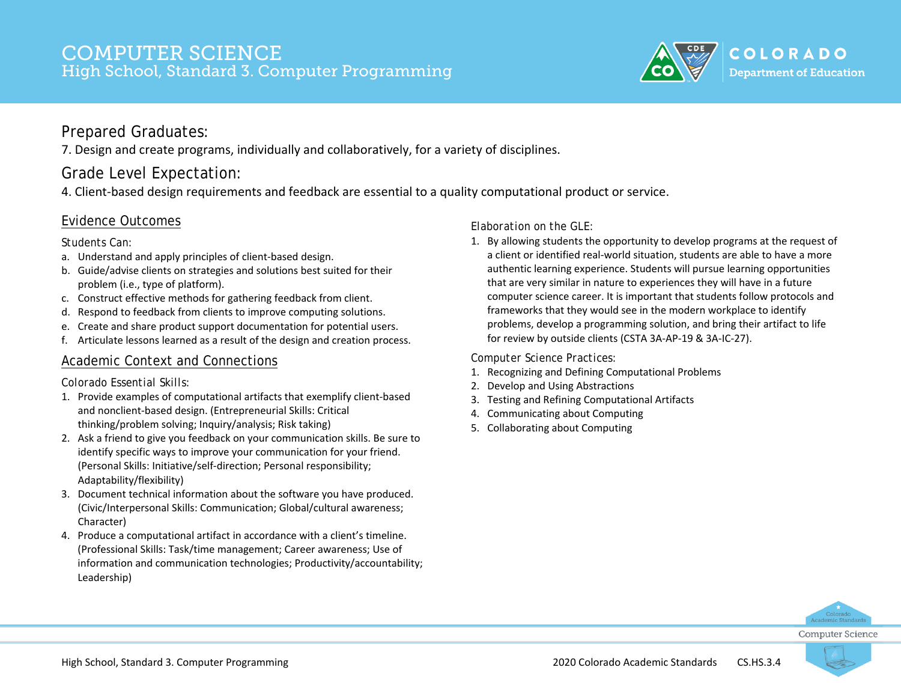# COMPUTER SCIENCE
## High School, Standard 3. Computer Programming

### Prepared Graduates:

7. Design and create programs, individually and collaboratively, for a variety of disciplines.

### Grade Level Expectation:

4. Client-based design requirements and feedback are essential to a quality computational product or service.

### Evidence Outcomes

Students Can:

a. Understand and apply principles of client-based design.
b. Guide/advise clients on strategies and solutions best suited for their problem (i.e., type of platform).
c. Construct effective methods for gathering feedback from client.
d. Respond to feedback from clients to improve computing solutions.
e. Create and share product support documentation for potential users.
f. Articulate lessons learned as a result of the design and creation process.

### Academic Context and Connections

Colorado Essential Skills:

1. Provide examples of computational artifacts that exemplify client-based and nonclient-based design. (Entrepreneurial Skills: Critical thinking/problem solving; Inquiry/analysis; Risk taking)
2. Ask a friend to give you feedback on your communication skills. Be sure to identify specific ways to improve your communication for your friend. (Personal Skills: Initiative/self-direction; Personal responsibility; Adaptability/flexibility)
3. Document technical information about the software you have produced. (Civic/Interpersonal Skills: Communication; Global/cultural awareness; Character)
4. Produce a computational artifact in accordance with a client's timeline. (Professional Skills: Task/time management; Career awareness; Use of information and communication technologies; Productivity/accountability; Leadership)

Elaboration on the GLE:

1. By allowing students the opportunity to develop programs at the request of a client or identified real-world situation, students are able to have a more authentic learning experience. Students will pursue learning opportunities that are very similar in nature to experiences they will have in a future computer science career. It is important that students follow protocols and frameworks that they would see in the modern workplace to identify problems, develop a programming solution, and bring their artifact to life for review by outside clients (CSTA 3A-AP-19 & 3A-IC-27).

Computer Science Practices:

1. Recognizing and Defining Computational Problems
2. Develop and Using Abstractions
3. Testing and Refining Computational Artifacts
4. Communicating about Computing
5. Collaborating about Computing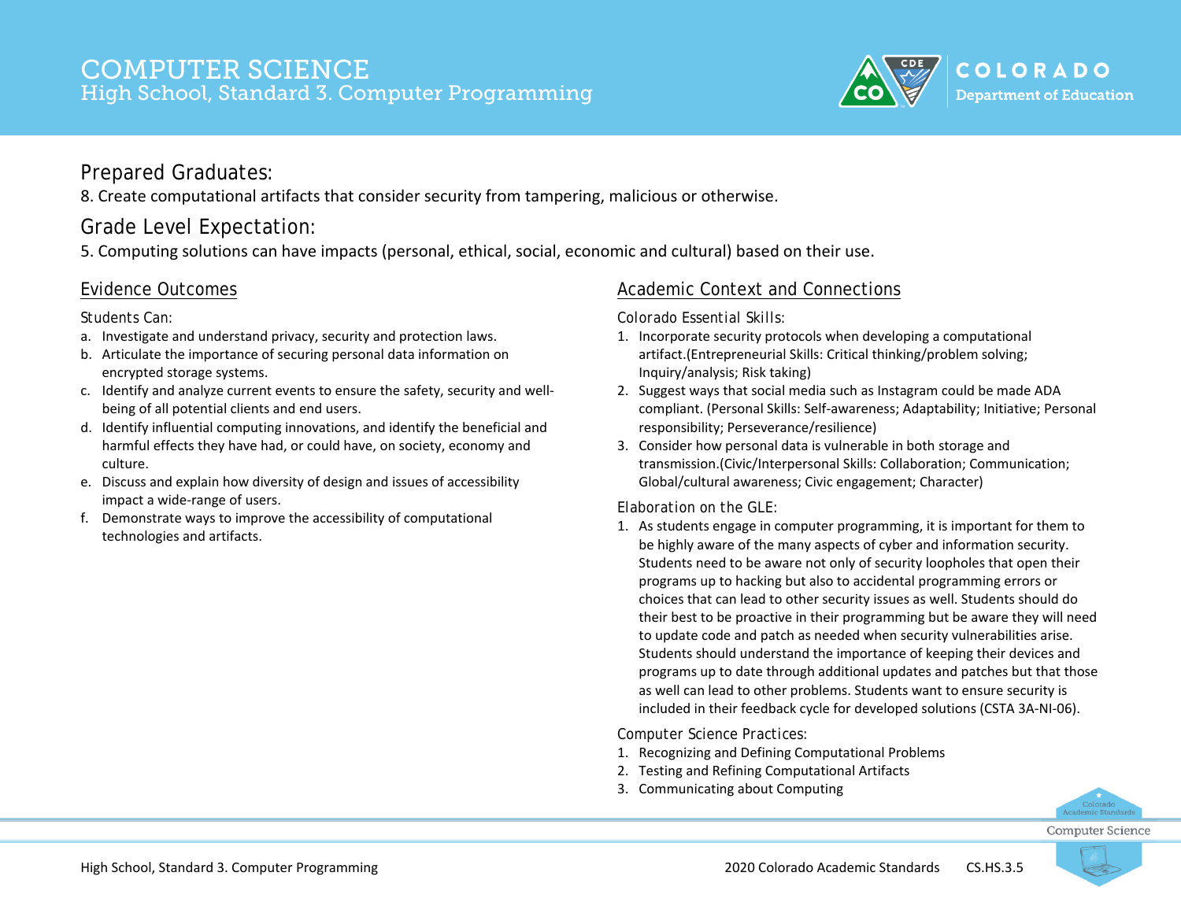# COMPUTER SCIENCE
## High School, Standard 3. Computer Programming

### Prepared Graduates:

8. Create computational artifacts that consider security from tampering, malicious or otherwise.

### Grade Level Expectation:

5. Computing solutions can have impacts (personal, ethical, social, economic and cultural) based on their use.

### Evidence Outcomes

Students Can:

a. Investigate and understand privacy, security and protection laws.
b. Articulate the importance of securing personal data information on encrypted storage systems.
c. Identify and analyze current events to ensure the safety, security and well-being of all potential clients and end users.
d. Identify influential computing innovations, and identify the beneficial and harmful effects they have had, or could have, on society, economy and culture.
e. Discuss and explain how diversity of design and issues of accessibility impact a wide-range of users.
f. Demonstrate ways to improve the accessibility of computational technologies and artifacts.

### Academic Context and Connections

Colorado Essential Skills:

1. Incorporate security protocols when developing a computational artifact.(Entrepreneurial Skills: Critical thinking/problem solving; Inquiry/analysis; Risk taking)
2. Suggest ways that social media such as Instagram could be made ADA compliant. (Personal Skills: Self-awareness; Adaptability; Initiative; Personal responsibility; Perseverance/resilience)
3. Consider how personal data is vulnerable in both storage and transmission.(Civic/Interpersonal Skills: Collaboration; Communication; Global/cultural awareness; Civic engagement; Character)

Elaboration on the GLE:

1. As students engage in computer programming, it is important for them to be highly aware of the many aspects of cyber and information security. Students need to be aware not only of security loopholes that open their programs up to hacking but also to accidental programming errors or choices that can lead to other security issues as well. Students should do their best to be proactive in their programming but be aware they will need to update code and patch as needed when security vulnerabilities arise. Students should understand the importance of keeping their devices and programs up to date through additional updates and patches but that those as well can lead to other problems. Students want to ensure security is included in their feedback cycle for developed solutions (CSTA 3A-NI-06).

Computer Science Practices:

1. Recognizing and Defining Computational Problems
2. Testing and Refining Computational Artifacts
3. Communicating about Computing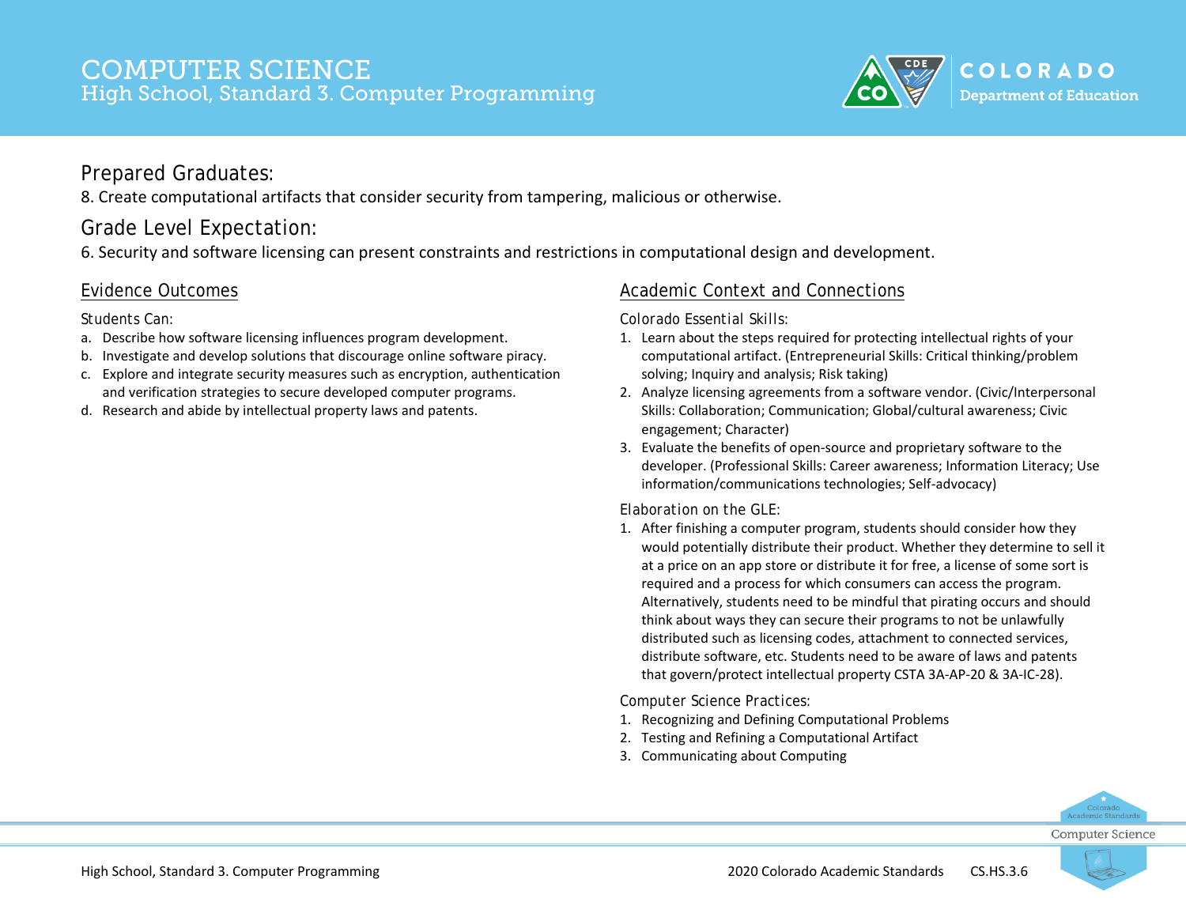# COMPUTER SCIENCE
## High School, Standard 3. Computer Programming

## Prepared Graduates:

8. Create computational artifacts that consider security from tampering, malicious or otherwise.

## Grade Level Expectation:

6. Security and software licensing can present constraints and restrictions in computational design and development.

### Evidence Outcomes

Students Can:

a. Describe how software licensing influences program development.
b. Investigate and develop solutions that discourage online software piracy.
c. Explore and integrate security measures such as encryption, authentication and verification strategies to secure developed computer programs.
d. Research and abide by intellectual property laws and patents.

### Academic Context and Connections

Colorado Essential Skills:

1. Learn about the steps required for protecting intellectual rights of your computational artifact. (Entrepreneurial Skills: Critical thinking/problem solving; Inquiry and analysis; Risk taking)
2. Analyze licensing agreements from a software vendor. (Civic/Interpersonal Skills: Collaboration; Communication; Global/cultural awareness; Civic engagement; Character)
3. Evaluate the benefits of open-source and proprietary software to the developer. (Professional Skills: Career awareness; Information Literacy; Use information/communications technologies; Self-advocacy)

Elaboration on the GLE:

1. After finishing a computer program, students should consider how they would potentially distribute their product. Whether they determine to sell it at a price on an app store or distribute it for free, a license of some sort is required and a process for which consumers can access the program. Alternatively, students need to be mindful that pirating occurs and should think about ways they can secure their programs to not be unlawfully distributed such as licensing codes, attachment to connected services, distribute software, etc. Students need to be aware of laws and patents that govern/protect intellectual property CSTA 3A-AP-20 & 3A-IC-28).

Computer Science Practices:

1. Recognizing and Defining Computational Problems
2. Testing and Refining a Computational Artifact
3. Communicating about Computing